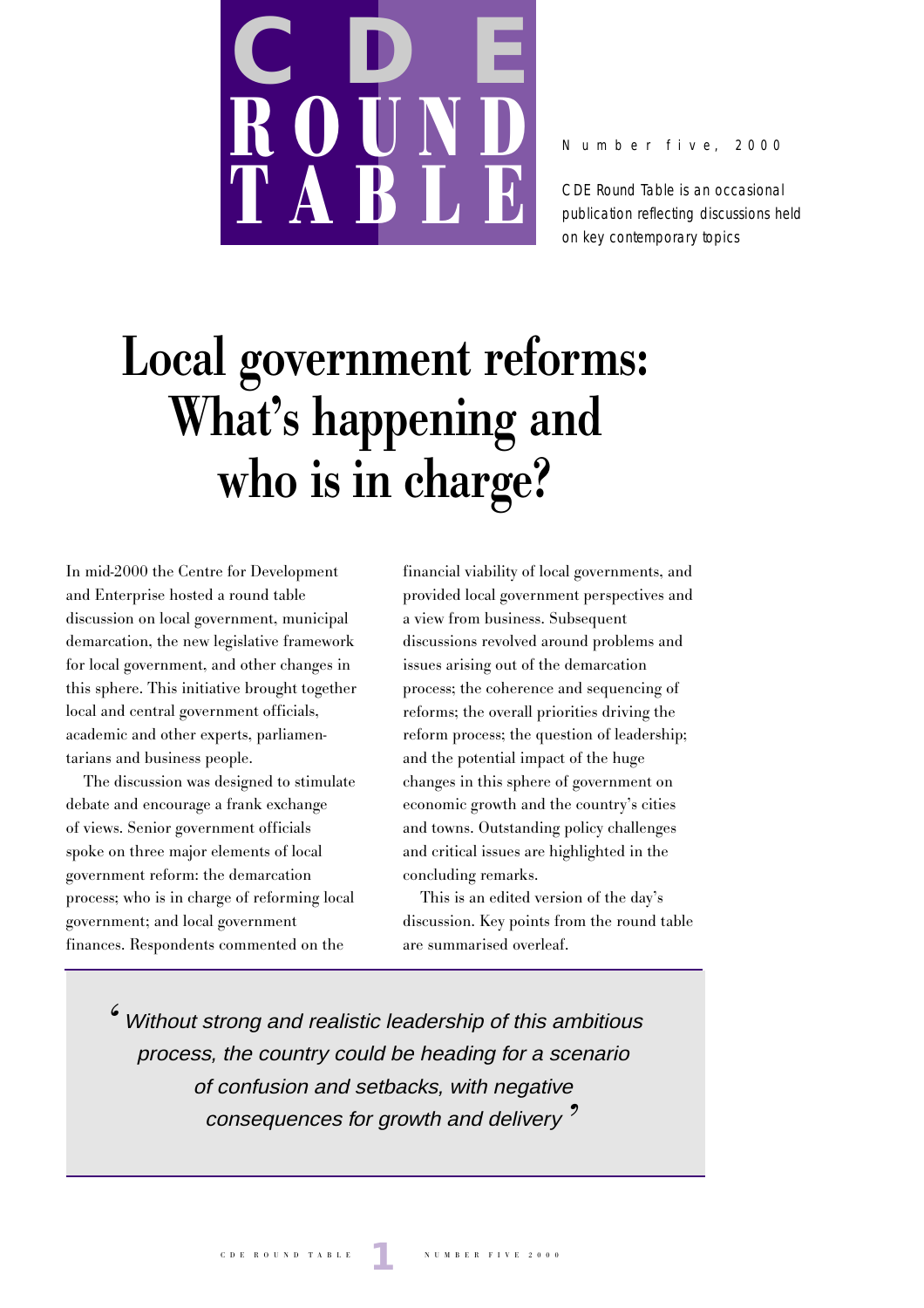# CDE ROUND TABLE

Number five, 2000

*CDE Round Table is an occasional publication reflecting discussions held on key contemporary topics*

# Local government reforms: What's happening and who is in charge?

In mid-2000 the Centre for Development and Enterprise hosted a round table discussion on local government, municipal demarcation, the new legislative framework for local government, and other changes in this sphere. This initiative brought together local and central government officials, academic and other experts, parliamentarians and business people.

The discussion was designed to stimulate debate and encourage a frank exchange of views. Senior government officials spoke on three major elements of local government reform: the demarcation process; who is in charge of reforming local government; and local government finances. Respondents commented on the financial viability of local governments, and provided local government perspectives and a view from business. Subsequent discussions revolved around problems and issues arising out of the demarcation process; the coherence and sequencing of reforms; the overall priorities driving the reform process; the question of leadership; and the potential impact of the huge changes in this sphere of government on economic growth and the country's cities and towns. Outstanding policy challenges and critical issues are highlighted in the concluding remarks.

This is an edited version of the day's discussion. Key points from the round table are summarised overleaf.

> *'Without strong and realistic leadership of this ambitious process, the country could be heading for a scenario of confusion and setbacks, with negative consequences for growth and delivery'*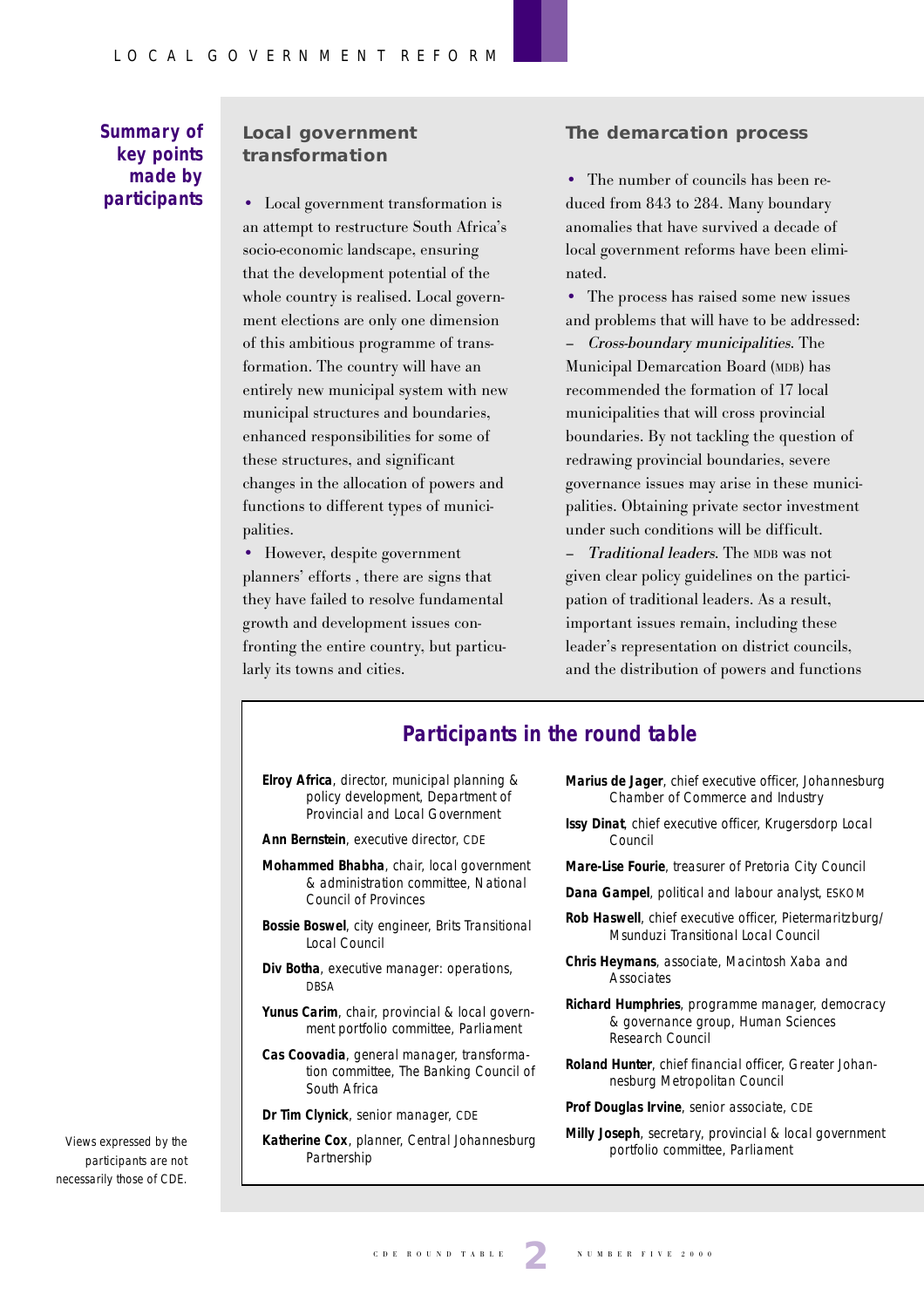## Summary of key points made by participants

### Local government transformation

- Local government transformation is an attempt to restructure South Africa's socio-economic landscape, ensuring that the development potential of the whole country is realised. Local government elections are only one dimension of this ambitious programme of transformation. The country will have an entirely new municipal system with new municipal structures and boundaries, enhanced responsibilities for some of these structures, and significant changes in the allocation of powers and functions to different types of municipalities.
- However, despite government planners' efforts , there are signs that they have failed to resolve fundamental growth and development issues confronting the entire country, but particularly its towns and cities.

### The demarcation process

- The number of councils has been reduced from 843 to 284. Many boundary anomalies that have survived a decade of local government reforms have been eliminated.
- The process has raised some new issues and problems that will have to be addressed:

– *Cross-boundary municipalities*. The Municipal Demarcation Board (MDB) has recommended the formation of 17 local municipalities that will cross provincial boundaries. By not tackling the question of redrawing provincial boundaries, severe governance issues may arise in these municipalities. Obtaining private sector investment under such conditions will be difficult.

– *Traditional leaders*. The MDB was not given clear policy guidelines on the participation of traditional leaders. As a result, important issues remain, including these leader's representation on district councils, and the distribution of powers and functions

## Participants in the round table

**Elroy Africa**, director, municipal planning & policy development, Department of Provincial and Local Government

**Ann Bernstein**, executive director, CDE

**Mohammed Bhabha**, chair, local government & administration committee, National Council of Provinces

**Bossie Boswel**, city engineer, Brits Transitional Local Council

**Div Botha**, executive manager: operations, DBSA

**Yunus Carim**, chair, provincial & local government portfolio committee, Parliament

**Cas Coovadia**, general manager, transformation committee, The Banking Council of South Africa

**Dr Tim Clynick**, senior manager, CDE

**Katherine Cox**, planner, Central Johannesburg Partnership

**Marius de Jager**, chief executive officer, Johannesburg Chamber of Commerce and Industry

**Issy Dinat**, chief executive officer, Krugersdorp Local Council

**Mare-Lise Fourie**, treasurer of Pretoria City Council

**Dana Gampel**, political and labour analyst, ESKOM

**Rob Haswell**, chief executive officer, Pietermaritzburg/Msunduzi Transitional Local Council

**Chris Heymans**, associate, Macintosh Xaba and Associates

**Richard Humphries**, programme manager, democracy & governance group, Human Sciences Research Council

**Roland Hunter**, chief financial officer, Greater Johannesburg Metropolitan Council

**Prof Douglas Irvine**, senior associate, CDE

**Milly Joseph**, secretary, provincial & local government portfolio committee, Parliament

Views expressed by the participants are not necessarily those of CDE.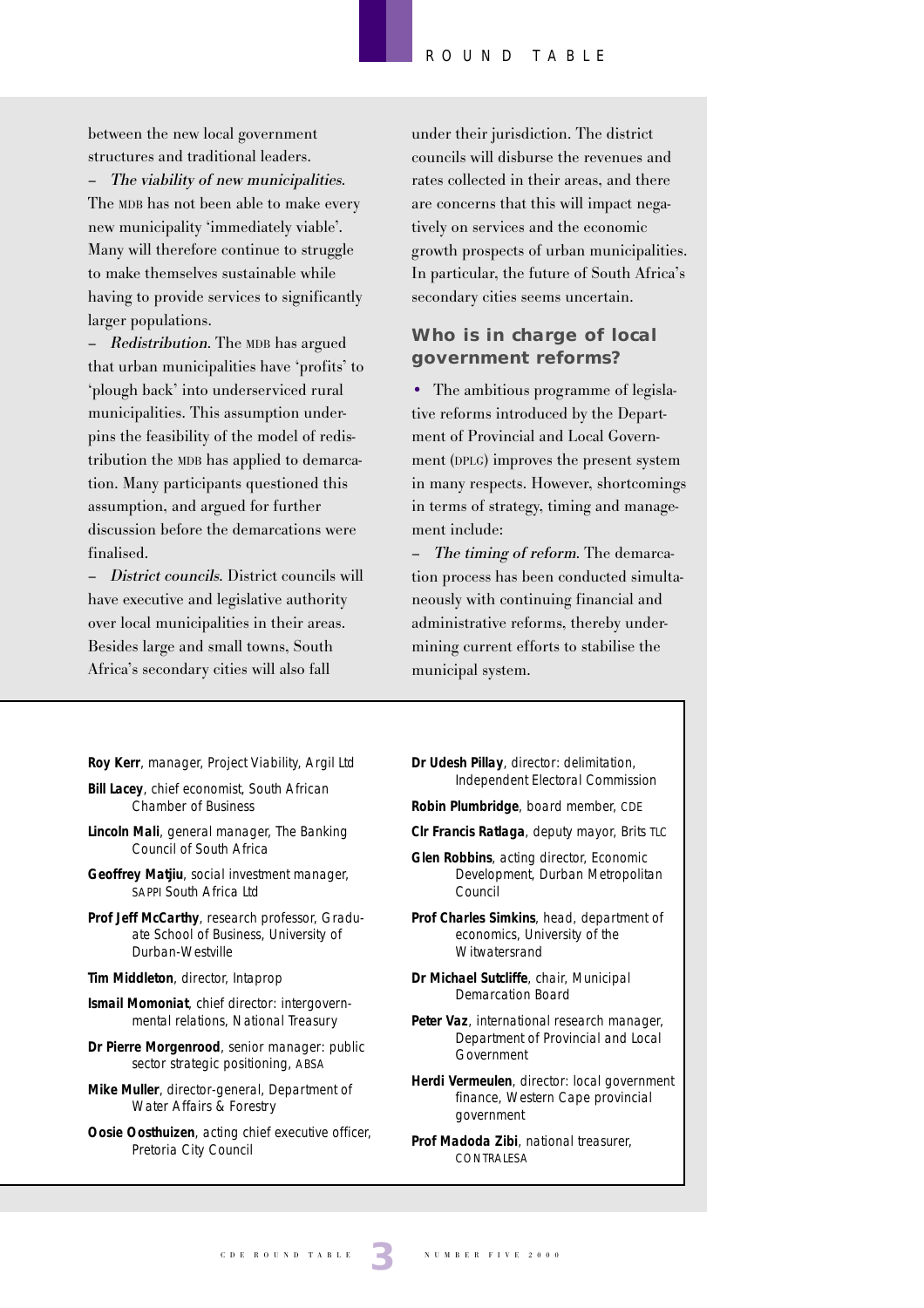between the new local government structures and traditional leaders.

– *The viability of new municipalities*. The MDB has not been able to make every new municipality 'immediately viable'. Many will therefore continue to struggle to make themselves sustainable while having to provide services to significantly larger populations.

– *Redistribution*. The MDB has argued that urban municipalities have 'profits' to 'plough back' into underserviced rural municipalities. This assumption underpins the feasibility of the model of redistribution the MDB has applied to demarcation. Many participants questioned this assumption, and argued for further discussion before the demarcations were finalised.

– *District councils*. District councils will have executive and legislative authority over local municipalities in their areas. Besides large and small towns, South Africa's secondary cities will also fall under their jurisdiction. The district councils will disburse the revenues and rates collected in their areas, and there are concerns that this will impact negatively on services and the economic growth prospects of urban municipalities. In particular, the future of South Africa's secondary cities seems uncertain.

## Who is in charge of local government reforms?

• The ambitious programme of legislative reforms introduced by the Department of Provincial and Local Government (DPLG) improves the present system in many respects. However, shortcomings in terms of strategy, timing and management include:

– *The timing of reform*. The demarcation process has been conducted simultaneously with continuing financial and administrative reforms, thereby undermining current efforts to stabilise the municipal system.

**Roy Kerr**, manager, Project Viability, Argil Ltd

**Bill Lacey**, chief economist, South African Chamber of Business

**Lincoln Mali**, general manager, The Banking Council of South Africa

**Geoffrey Matjiu**, social investment manager, SAPPI South Africa Ltd

**Prof Jeff McCarthy**, research professor, Graduate School of Business, University of Durban-Westville

**Tim Middleton**, director, Intaprop

**Ismail Momoniat**, chief director: intergovernmental relations, National Treasury

**Dr Pierre Morgenrood**, senior manager: public sector strategic positioning, ABSA

**Mike Muller**, director-general, Department of Water Affairs & Forestry

**Oosie Oosthuizen**, acting chief executive officer, Pretoria City Council

**Dr Udesh Pillay**, director: delimitation, Independent Electoral Commission

**Robin Plumbridge**, board member, CDE

**Clr Francis Ratlaga**, deputy mayor, Brits TLC

**Glen Robbins**, acting director, Economic Development, Durban Metropolitan Council

**Prof Charles Simkins**, head, department of economics, University of the Witwatersrand

**Dr Michael Sutcliffe**, chair, Municipal Demarcation Board

**Peter Vaz**, international research manager, Department of Provincial and Local Government

**Herdi Vermeulen**, director: local government finance, Western Cape provincial government

**Prof Madoda Zibi**, national treasurer, CONTRALESA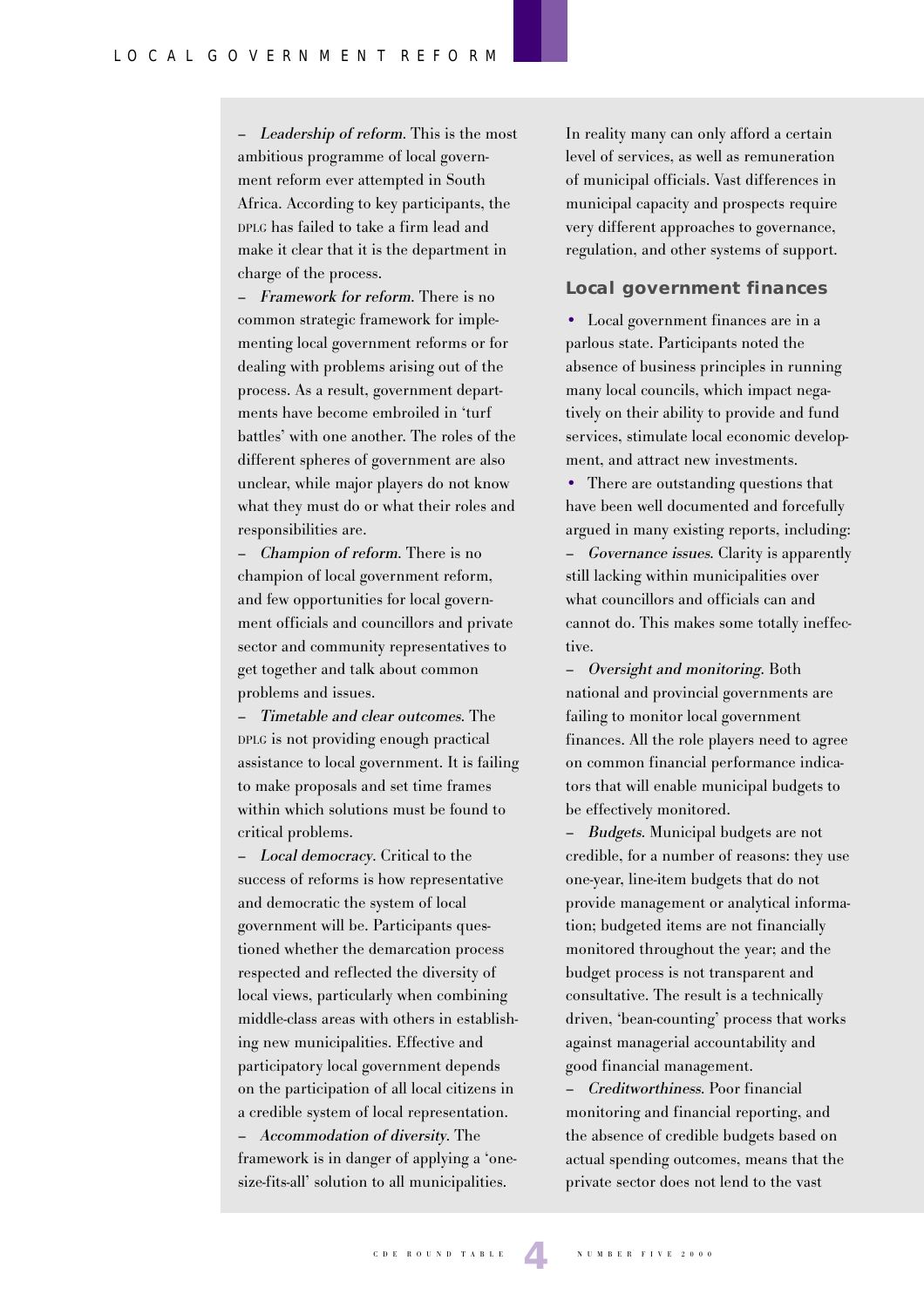– *Leadership of reform*. This is the most ambitious programme of local government reform ever attempted in South Africa. According to key participants, the DPLG has failed to take a firm lead and make it clear that it is the department in charge of the process.

– *Framework for reform*. There is no common strategic framework for implementing local government reforms or for dealing with problems arising out of the process. As a result, government departments have become embroiled in 'turf battles' with one another. The roles of the different spheres of government are also unclear, while major players do not know what they must do or what their roles and responsibilities are.

– *Champion of reform*. There is no champion of local government reform, and few opportunities for local government officials and councillors and private sector and community representatives to get together and talk about common problems and issues.

– *Timetable and clear outcomes*. The DPLG is not providing enough practical assistance to local government. It is failing to make proposals and set time frames within which solutions must be found to critical problems.

– *Local democracy*. Critical to the success of reforms is how representative and democratic the system of local government will be. Participants questioned whether the demarcation process respected and reflected the diversity of local views, particularly when combining middle-class areas with others in establishing new municipalities. Effective and participatory local government depends on the participation of all local citizens in a credible system of local representation.

– *Accommodation of diversity*. The framework is in danger of applying a 'one-size-fits-all' solution to all municipalities. In reality many can only afford a certain level of services, as well as remuneration of municipal officials. Vast differences in municipal capacity and prospects require very different approaches to governance, regulation, and other systems of support.

## Local government finances

- Local government finances are in a parlous state. Participants noted the absence of business principles in running many local councils, which impact negatively on their ability to provide and fund services, stimulate local economic development, and attract new investments.
- There are outstanding questions that have been well documented and forcefully argued in many existing reports, including:

– *Governance issues*. Clarity is apparently still lacking within municipalities over what councillors and officials can and cannot do. This makes some totally ineffective.

– *Oversight and monitoring*. Both national and provincial governments are failing to monitor local government finances. All the role players need to agree on common financial performance indicators that will enable municipal budgets to be effectively monitored.

– *Budgets*. Municipal budgets are not credible, for a number of reasons: they use one-year, line-item budgets that do not provide management or analytical information; budgeted items are not financially monitored throughout the year; and the budget process is not transparent and consultative. The result is a technically driven, 'bean-counting' process that works against managerial accountability and good financial management.

– *Creditworthiness*. Poor financial monitoring and financial reporting, and the absence of credible budgets based on actual spending outcomes, means that the private sector does not lend to the vast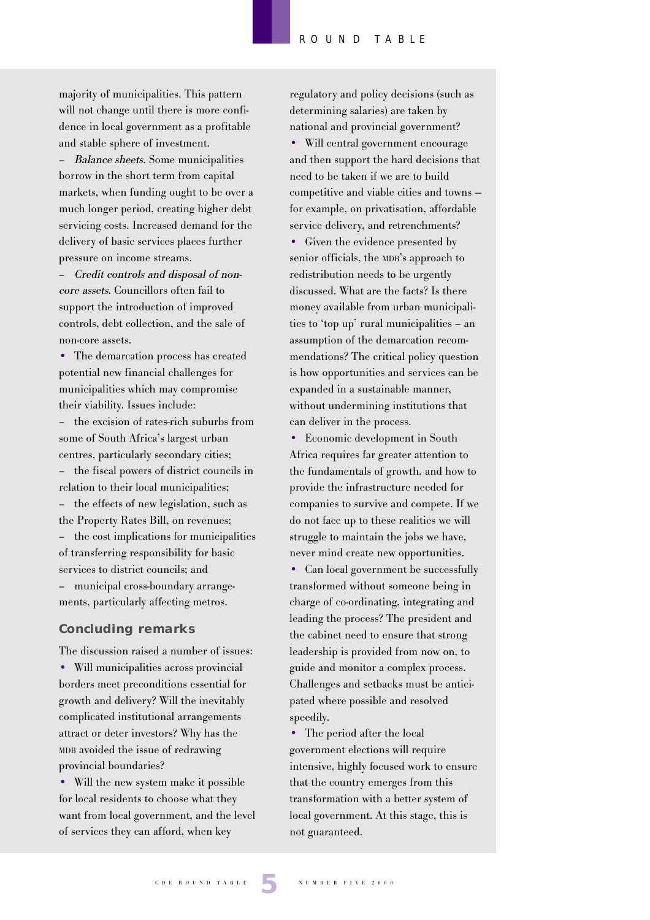majority of municipalities. This pattern will not change until there is more confidence in local government as a profitable and stable sphere of investment.

– *Balance sheets*. Some municipalities borrow in the short term from capital markets, when funding ought to be over a much longer period, creating higher debt servicing costs. Increased demand for the delivery of basic services places further pressure on income streams.

– *Credit controls and disposal of non-core assets*. Councillors often fail to support the introduction of improved controls, debt collection, and the sale of non-core assets.

- The demarcation process has created potential new financial challenges for municipalities which may compromise their viability. Issues include:

– the excision of rates-rich suburbs from some of South Africa's largest urban centres, particularly secondary cities;

– the fiscal powers of district councils in relation to their local municipalities;

– the effects of new legislation, such as the Property Rates Bill, on revenues;

– the cost implications for municipalities of transferring responsibility for basic services to district councils; and

– municipal cross-boundary arrangements, particularly affecting metros.

## Concluding remarks

The discussion raised a number of issues:

- Will municipalities across provincial borders meet preconditions essential for growth and delivery? Will the inevitably complicated institutional arrangements attract or deter investors? Why has the MDB avoided the issue of redrawing provincial boundaries?
- Will the new system make it possible for local residents to choose what they want from local government, and the level of services they can afford, when key regulatory and policy decisions (such as determining salaries) are taken by national and provincial government?
- Will central government encourage and then support the hard decisions that need to be taken if we are to build competitive and viable cities and towns – for example, on privatisation, affordable service delivery, and retrenchments?
- Given the evidence presented by senior officials, the MDB's approach to redistribution needs to be urgently discussed. What are the facts? Is there money available from urban municipalities to 'top up' rural municipalities – an assumption of the demarcation recommendations? The critical policy question is how opportunities and services can be expanded in a sustainable manner, without undermining institutions that can deliver in the process.
- Economic development in South Africa requires far greater attention to the fundamentals of growth, and how to provide the infrastructure needed for companies to survive and compete. If we do not face up to these realities we will struggle to maintain the jobs we have, never mind create new opportunities.
- Can local government be successfully transformed without someone being in charge of co-ordinating, integrating and leading the process? The president and the cabinet need to ensure that strong leadership is provided from now on, to guide and monitor a complex process. Challenges and setbacks must be anticipated where possible and resolved speedily.
- The period after the local government elections will require intensive, highly focused work to ensure that the country emerges from this transformation with a better system of local government. At this stage, this is not guaranteed.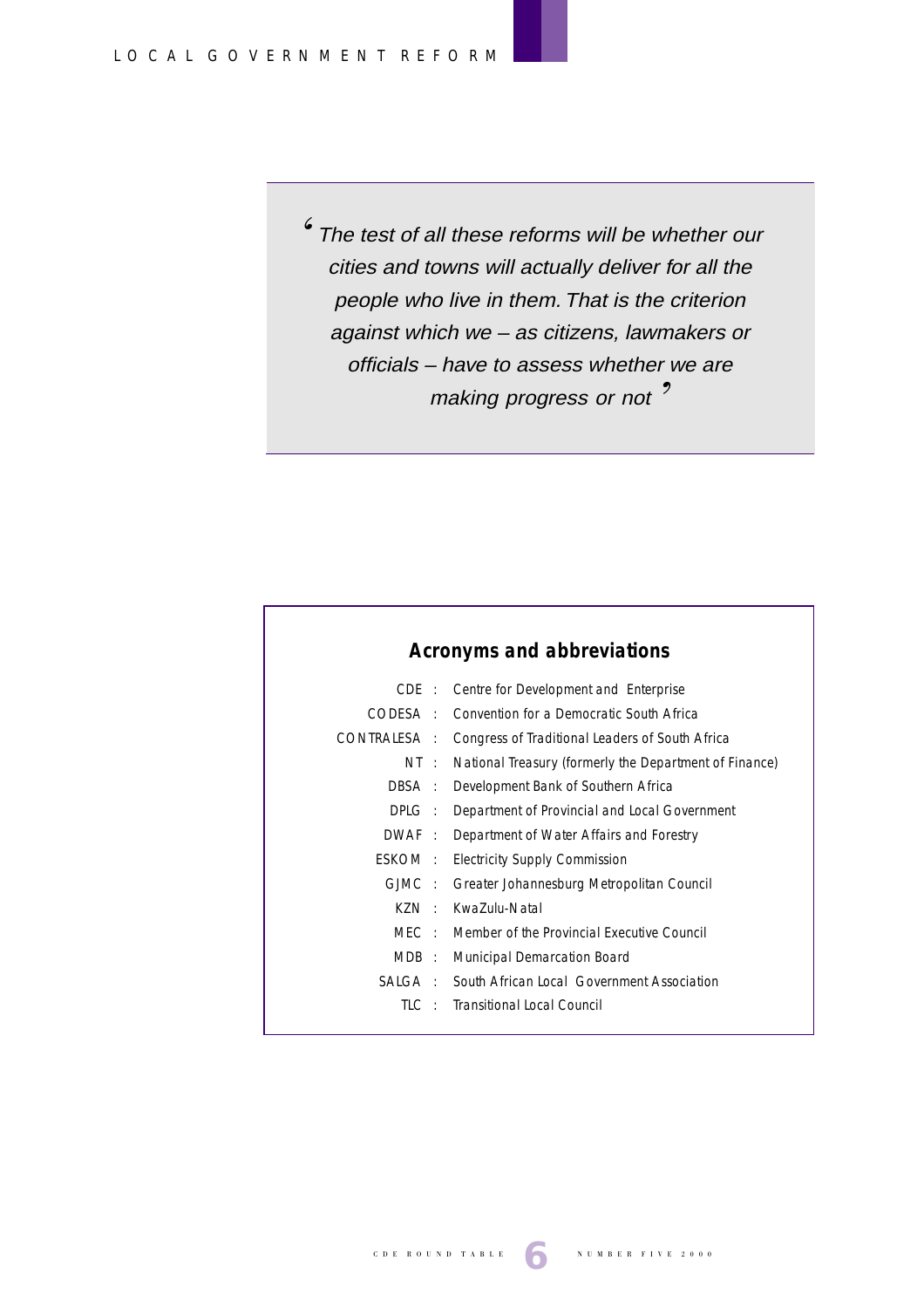> *'The test of all these reforms will be whether our cities and towns will actually deliver for all the people who live in them. That is the criterion against which we – as citizens, lawmakers or officials – have to assess whether we are making progress or not'*

## Acronyms and abbreviations

| | | |
|---|---|---|
| CDE | : | Centre for Development and Enterprise |
| CODESA | : | Convention for a Democratic South Africa |
| CONTRALESA | : | Congress of Traditional Leaders of South Africa |
| NT | : | National Treasury (formerly the Department of Finance) |
| DBSA | : | Development Bank of Southern Africa |
| DPLG | : | Department of Provincial and Local Government |
| DWAF | : | Department of Water Affairs and Forestry |
| ESKOM | : | Electricity Supply Commission |
| GJMC | : | Greater Johannesburg Metropolitan Council |
| KZN | : | KwaZulu-Natal |
| MEC | : | Member of the Provincial Executive Council |
| MDB | : | Municipal Demarcation Board |
| SALGA | : | South African Local Government Association |
| TLC | : | Transitional Local Council |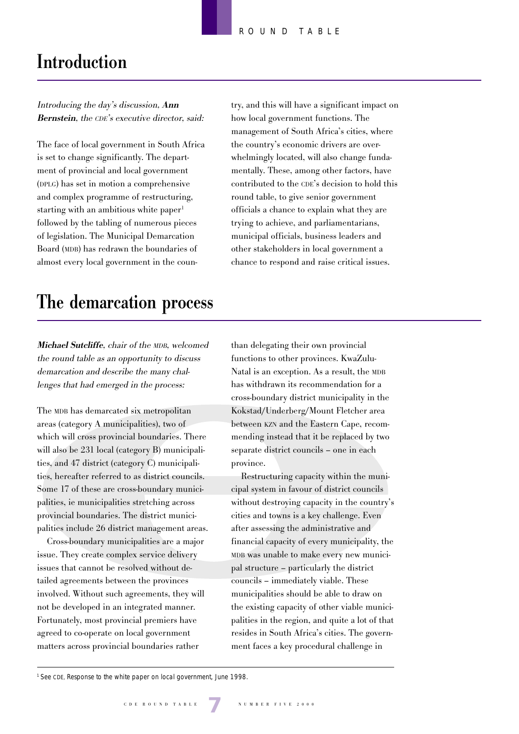# Introduction

*Introducing the day's discussion,* ***Ann Bernstein****, the CDE's executive director, said:*

The face of local government in South Africa is set to change significantly. The department of provincial and local government (DPLG) has set in motion a comprehensive and complex programme of restructuring, starting with an ambitious white paper[1] followed by the tabling of numerous pieces of legislation. The Municipal Demarcation Board (MDB) has redrawn the boundaries of almost every local government in the country, and this will have a significant impact on how local government functions. The management of South Africa's cities, where the country's economic drivers are overwhelmingly located, will also change fundamentally. These, among other factors, have contributed to the CDE's decision to hold this round table, to give senior government officials a chance to explain what they are trying to achieve, and parliamentarians, municipal officials, business leaders and other stakeholders in local government a chance to respond and raise critical issues.

# The demarcation process

***Michael Sutcliffe****, chair of the MDB, welcomed the round table as an opportunity to discuss demarcation and describe the many challenges that had emerged in the process:*

The MDB has demarcated six metropolitan areas (category A municipalities), two of which will cross provincial boundaries. There will also be 231 local (category B) municipalities, and 47 district (category C) municipalities, hereafter referred to as district councils. Some 17 of these are cross-boundary municipalities, ie municipalities stretching across provincial boundaries. The district municipalities include 26 district management areas.

Cross-boundary municipalities are a major issue. They create complex service delivery issues that cannot be resolved without detailed agreements between the provinces involved. Without such agreements, they will not be developed in an integrated manner. Fortunately, most provincial premiers have agreed to co-operate on local government matters across provincial boundaries rather than delegating their own provincial functions to other provinces. KwaZulu-Natal is an exception. As a result, the MDB has withdrawn its recommendation for a cross-boundary district municipality in the Kokstad/Underberg/Mount Fletcher area between KZN and the Eastern Cape, recommending instead that it be replaced by two separate district councils – one in each province.

Restructuring capacity within the municipal system in favour of district councils without destroying capacity in the country's cities and towns is a key challenge. Even after assessing the administrative and financial capacity of every municipality, the MDB was unable to make every new municipal structure – particularly the district councils – immediately viable. These municipalities should be able to draw on the existing capacity of other viable municipalities in the region, and quite a lot of that resides in South Africa's cities. The government faces a key procedural challenge in

---

[1] See CDE, *Response to the white paper on local government*, June 1998.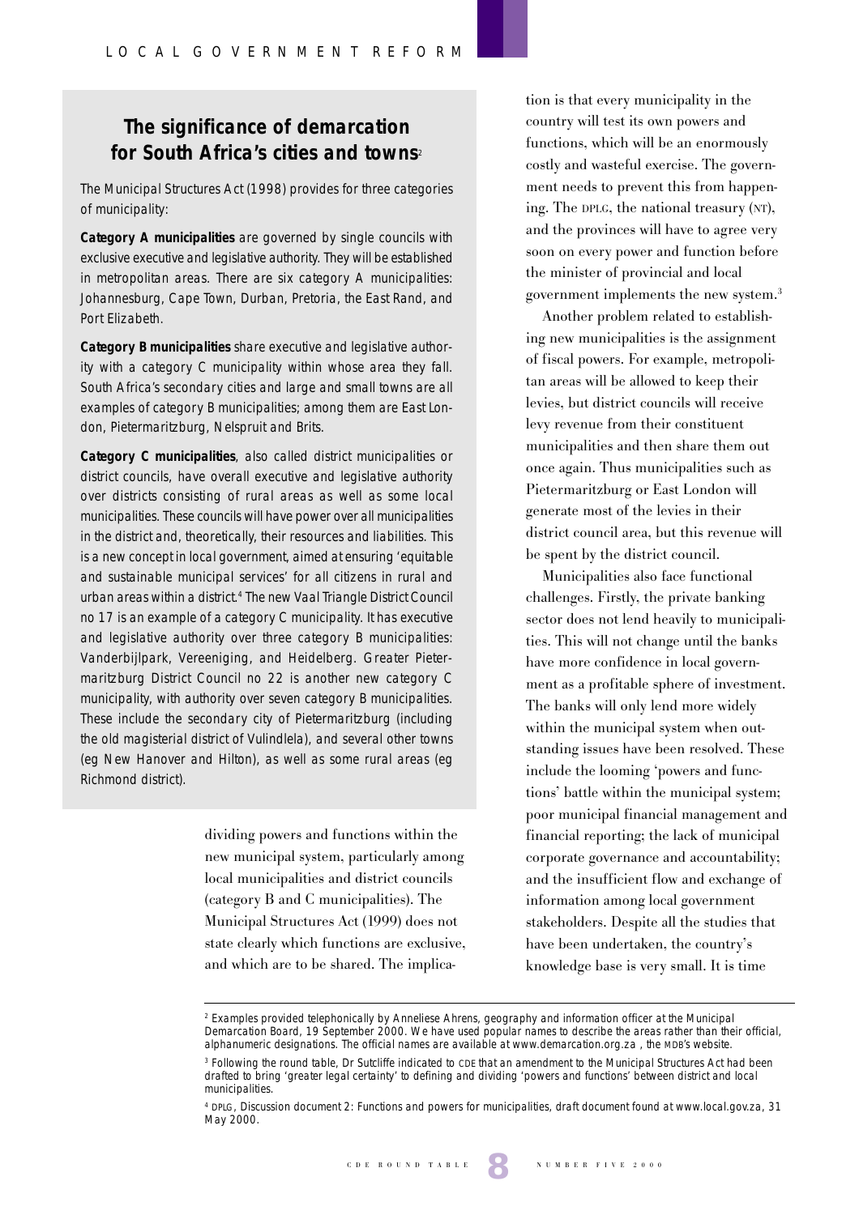## The significance of demarcation for South Africa's cities and towns[2]

The Municipal Structures Act (1998) provides for three categories of municipality:

**Category A municipalities** are governed by single councils with exclusive executive and legislative authority. They will be established in metropolitan areas. There are six category A municipalities: Johannesburg, Cape Town, Durban, Pretoria, the East Rand, and Port Elizabeth.

**Category B municipalities** share executive and legislative authority with a category C municipality within whose area they fall. South Africa's secondary cities and large and small towns are all examples of category B municipalities; among them are East London, Pietermaritzburg, Nelspruit and Brits.

**Category C municipalities**, also called district municipalities or district councils, have overall executive and legislative authority over districts consisting of rural areas as well as some local municipalities. These councils will have power over all municipalities in the district and, theoretically, their resources and liabilities. This is a new concept in local government, aimed at ensuring 'equitable and sustainable municipal services' for all citizens in rural and urban areas within a district.[4] The new Vaal Triangle District Council no 17 is an example of a category C municipality. It has executive and legislative authority over three category B municipalities: Vanderbijlpark, Vereeniging, and Heidelberg. Greater Pietermaritzburg District Council no 22 is another new category C municipality, with authority over seven category B municipalities. These include the secondary city of Pietermaritzburg (including the old magisterial district of Vulindlela), and several other towns (eg New Hanover and Hilton), as well as some rural areas (eg Richmond district).

dividing powers and functions within the new municipal system, particularly among local municipalities and district councils (category B and C municipalities). The Municipal Structures Act (1999) does not state clearly which functions are exclusive, and which are to be shared. The implication is that every municipality in the country will test its own powers and functions, which will be an enormously costly and wasteful exercise. The government needs to prevent this from happening. The DPLG, the national treasury (NT), and the provinces will have to agree very soon on every power and function before the minister of provincial and local government implements the new system.[3]

Another problem related to establishing new municipalities is the assignment of fiscal powers. For example, metropolitan areas will be allowed to keep their levies, but district councils will receive levy revenue from their constituent municipalities and then share them out once again. Thus municipalities such as Pietermaritzburg or East London will generate most of the levies in their district council area, but this revenue will be spent by the district council.

Municipalities also face functional challenges. Firstly, the private banking sector does not lend heavily to municipalities. This will not change until the banks have more confidence in local government as a profitable sphere of investment. The banks will only lend more widely within the municipal system when outstanding issues have been resolved. These include the looming 'powers and functions' battle within the municipal system; poor municipal financial management and financial reporting; the lack of municipal corporate governance and accountability; and the insufficient flow and exchange of information among local government stakeholders. Despite all the studies that have been undertaken, the country's knowledge base is very small. It is time

---

[2] Examples provided telephonically by Anneliese Ahrens, geography and information officer at the Municipal Demarcation Board, 19 September 2000. We have used popular names to describe the areas rather than their official, alphanumeric designations. The official names are available at www.demarcation.org.za , the MDB's website.

[3] Following the round table, Dr Sutcliffe indicated to CDE that an amendment to the Municipal Structures Act had been drafted to bring 'greater legal certainty' to defining and dividing 'powers and functions' between district and local municipalities.

[4] DPLG, Discussion document 2: Functions and powers for municipalities, draft document found at www.local.gov.za, 31 May 2000.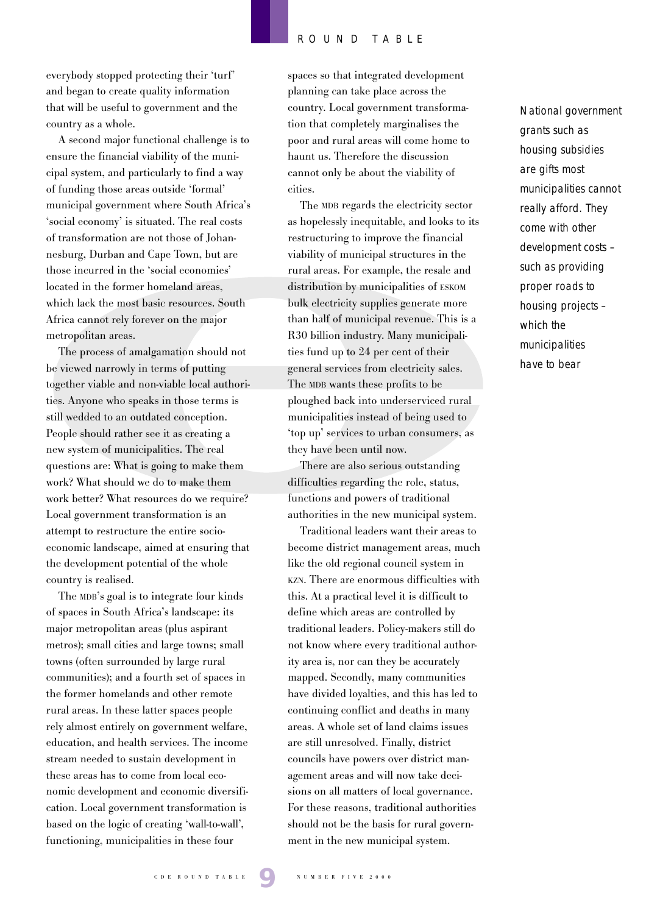everybody stopped protecting their 'turf' and began to create quality information that will be useful to government and the country as a whole.

A second major functional challenge is to ensure the financial viability of the municipal system, and particularly to find a way of funding those areas outside 'formal' municipal government where South Africa's 'social economy' is situated. The real costs of transformation are not those of Johannesburg, Durban and Cape Town, but are those incurred in the 'social economies' located in the former homeland areas, which lack the most basic resources. South Africa cannot rely forever on the major metropolitan areas.

The process of amalgamation should not be viewed narrowly in terms of putting together viable and non-viable local authorities. Anyone who speaks in those terms is still wedded to an outdated conception. People should rather see it as creating a new system of municipalities. The real questions are: What is going to make them work? What should we do to make them work better? What resources do we require? Local government transformation is an attempt to restructure the entire socio-economic landscape, aimed at ensuring that the development potential of the whole country is realised.

The MDB's goal is to integrate four kinds of spaces in South Africa's landscape: its major metropolitan areas (plus aspirant metros); small cities and large towns; small towns (often surrounded by large rural communities); and a fourth set of spaces in the former homelands and other remote rural areas. In these latter spaces people rely almost entirely on government welfare, education, and health services. The income stream needed to sustain development in these areas has to come from local economic development and economic diversification. Local government transformation is based on the logic of creating 'wall-to-wall', functioning, municipalities in these four spaces so that integrated development planning can take place across the country. Local government transformation that completely marginalises the poor and rural areas will come home to haunt us. Therefore the discussion cannot only be about the viability of cities.

The MDB regards the electricity sector as hopelessly inequitable, and looks to its restructuring to improve the financial viability of municipal structures in the rural areas. For example, the resale and distribution by municipalities of ESKOM bulk electricity supplies generate more than half of municipal revenue. This is a R30 billion industry. Many municipalities fund up to 24 per cent of their general services from electricity sales. The MDB wants these profits to be ploughed back into underserviced rural municipalities instead of being used to 'top up' services to urban consumers, as they have been until now.

There are also serious outstanding difficulties regarding the role, status, functions and powers of traditional authorities in the new municipal system.

Traditional leaders want their areas to become district management areas, much like the old regional council system in KZN. There are enormous difficulties with this. At a practical level it is difficult to define which areas are controlled by traditional leaders. Policy-makers still do not know where every traditional authority area is, nor can they be accurately mapped. Secondly, many communities have divided loyalties, and this has led to continuing conflict and deaths in many areas. A whole set of land claims issues are still unresolved. Finally, district councils have powers over district management areas and will now take decisions on all matters of local governance. For these reasons, traditional authorities should not be the basis for rural government in the new municipal system.

*National government grants such as housing subsidies are gifts most municipalities cannot really afford. They come with other development costs – such as providing proper roads to housing projects – which the municipalities have to bear*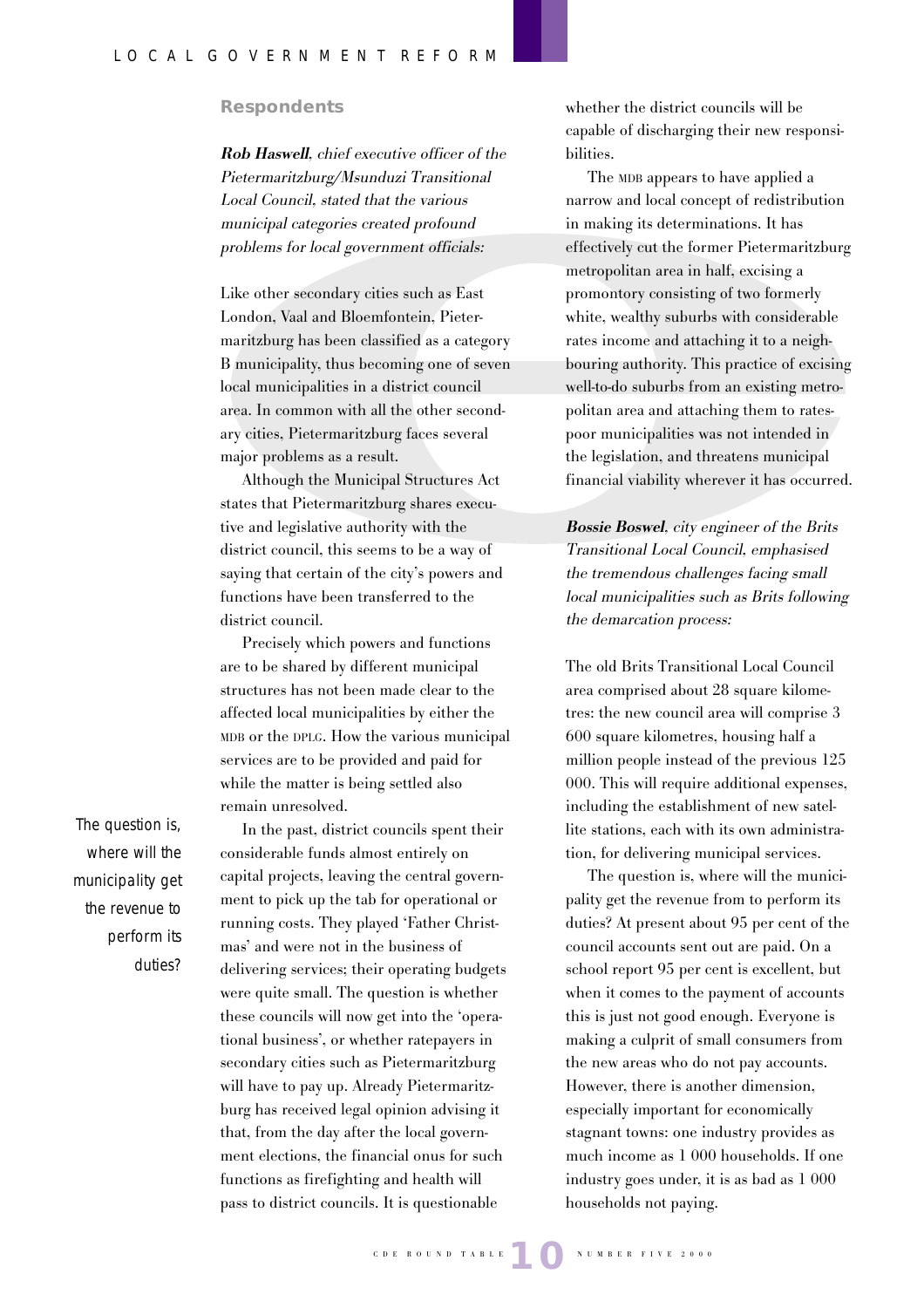## Respondents

***Rob Haswell**, chief executive officer of the Pietermaritzburg/Msunduzi Transitional Local Council, stated that the various municipal categories created profound problems for local government officials:*

Like other secondary cities such as East London, Vaal and Bloemfontein, Pietermaritzburg has been classified as a category B municipality, thus becoming one of seven local municipalities in a district council area. In common with all the other secondary cities, Pietermaritzburg faces several major problems as a result.

Although the Municipal Structures Act states that Pietermaritzburg shares executive and legislative authority with the district council, this seems to be a way of saying that certain of the city's powers and functions have been transferred to the district council.

Precisely which powers and functions are to be shared by different municipal structures has not been made clear to the affected local municipalities by either the MDB or the DPLG. How the various municipal services are to be provided and paid for while the matter is being settled also remain unresolved.

In the past, district councils spent their considerable funds almost entirely on capital projects, leaving the central government to pick up the tab for operational or running costs. They played 'Father Christmas' and were not in the business of delivering services; their operating budgets were quite small. The question is whether these councils will now get into the 'operational business', or whether ratepayers in secondary cities such as Pietermaritzburg will have to pay up. Already Pietermaritzburg has received legal opinion advising it that, from the day after the local government elections, the financial onus for such functions as firefighting and health will pass to district councils. It is questionable whether the district councils will be capable of discharging their new responsibilities.

The MDB appears to have applied a narrow and local concept of redistribution in making its determinations. It has effectively cut the former Pietermaritzburg metropolitan area in half, excising a promontory consisting of two formerly white, wealthy suburbs with considerable rates income and attaching it to a neighbouring authority. This practice of excising well-to-do suburbs from an existing metropolitan area and attaching them to rates-poor municipalities was not intended in the legislation, and threatens municipal financial viability wherever it has occurred.

***Bossie Boswel**, city engineer of the Brits Transitional Local Council, emphasised the tremendous challenges facing small local municipalities such as Brits following the demarcation process:*

The old Brits Transitional Local Council area comprised about 28 square kilometres: the new council area will comprise 3 600 square kilometres, housing half a million people instead of the previous 125 000. This will require additional expenses, including the establishment of new satellite stations, each with its own administration, for delivering municipal services.

The question is, where will the municipality get the revenue from to perform its duties? At present about 95 per cent of the council accounts sent out are paid. On a school report 95 per cent is excellent, but when it comes to the payment of accounts this is just not good enough. Everyone is making a culprit of small consumers from the new areas who do not pay accounts. However, there is another dimension, especially important for economically stagnant towns: one industry provides as much income as 1 000 households. If one industry goes under, it is as bad as 1 000 households not paying.

*The question is, where will the municipality get the revenue to perform its duties?*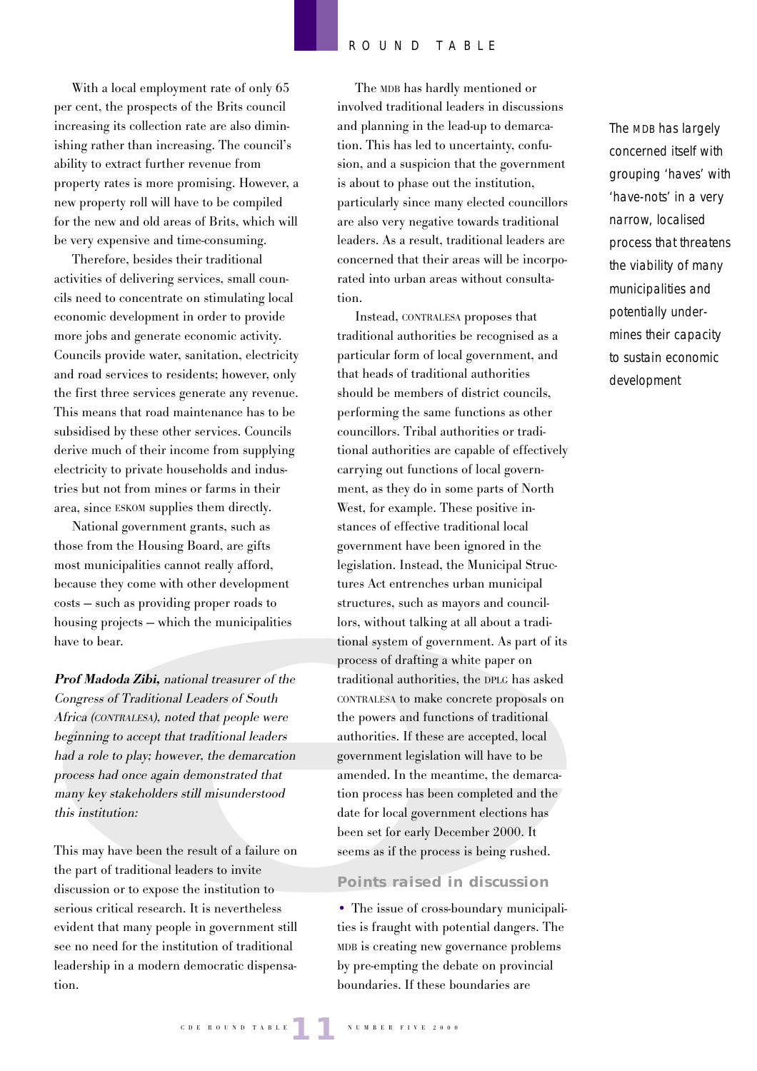With a local employment rate of only 65 per cent, the prospects of the Brits council increasing its collection rate are also diminishing rather than increasing. The council's ability to extract further revenue from property rates is more promising. However, a new property roll will have to be compiled for the new and old areas of Brits, which will be very expensive and time-consuming.

Therefore, besides their traditional activities of delivering services, small councils need to concentrate on stimulating local economic development in order to provide more jobs and generate economic activity. Councils provide water, sanitation, electricity and road services to residents; however, only the first three services generate any revenue. This means that road maintenance has to be subsidised by these other services. Councils derive much of their income from supplying electricity to private households and industries but not from mines or farms in their area, since ESKOM supplies them directly.

National government grants, such as those from the Housing Board, are gifts most municipalities cannot really afford, because they come with other development costs – such as providing proper roads to housing projects – which the municipalities have to bear.

***Prof Madoda Zibi,*** *national treasurer of the Congress of Traditional Leaders of South Africa (CONTRALESA), noted that people were beginning to accept that traditional leaders had a role to play; however, the demarcation process had once again demonstrated that many key stakeholders still misunderstood this institution:*

This may have been the result of a failure on the part of traditional leaders to invite discussion or to expose the institution to serious critical research. It is nevertheless evident that many people in government still see no need for the institution of traditional leadership in a modern democratic dispensation.

The MDB has hardly mentioned or involved traditional leaders in discussions and planning in the lead-up to demarcation. This has led to uncertainty, confusion, and a suspicion that the government is about to phase out the institution, particularly since many elected councillors are also very negative towards traditional leaders. As a result, traditional leaders are concerned that their areas will be incorporated into urban areas without consultation.

Instead, CONTRALESA proposes that traditional authorities be recognised as a particular form of local government, and that heads of traditional authorities should be members of district councils, performing the same functions as other councillors. Tribal authorities or traditional authorities are capable of effectively carrying out functions of local government, as they do in some parts of North West, for example. These positive instances of effective traditional local government have been ignored in the legislation. Instead, the Municipal Structures Act entrenches urban municipal structures, such as mayors and councillors, without talking at all about a traditional system of government. As part of its process of drafting a white paper on traditional authorities, the DPLG has asked CONTRALESA to make concrete proposals on the powers and functions of traditional authorities. If these are accepted, local government legislation will have to be amended. In the meantime, the demarcation process has been completed and the date for local government elections has been set for early December 2000. It seems as if the process is being rushed.

*The MDB has largely concerned itself with grouping 'haves' with 'have-nots' in a very narrow, localised process that threatens the viability of many municipalities and potentially undermines their capacity to sustain economic development*

### Points raised in discussion

- The issue of cross-boundary municipalities is fraught with potential dangers. The MDB is creating new governance problems by pre-empting the debate on provincial boundaries. If these boundaries are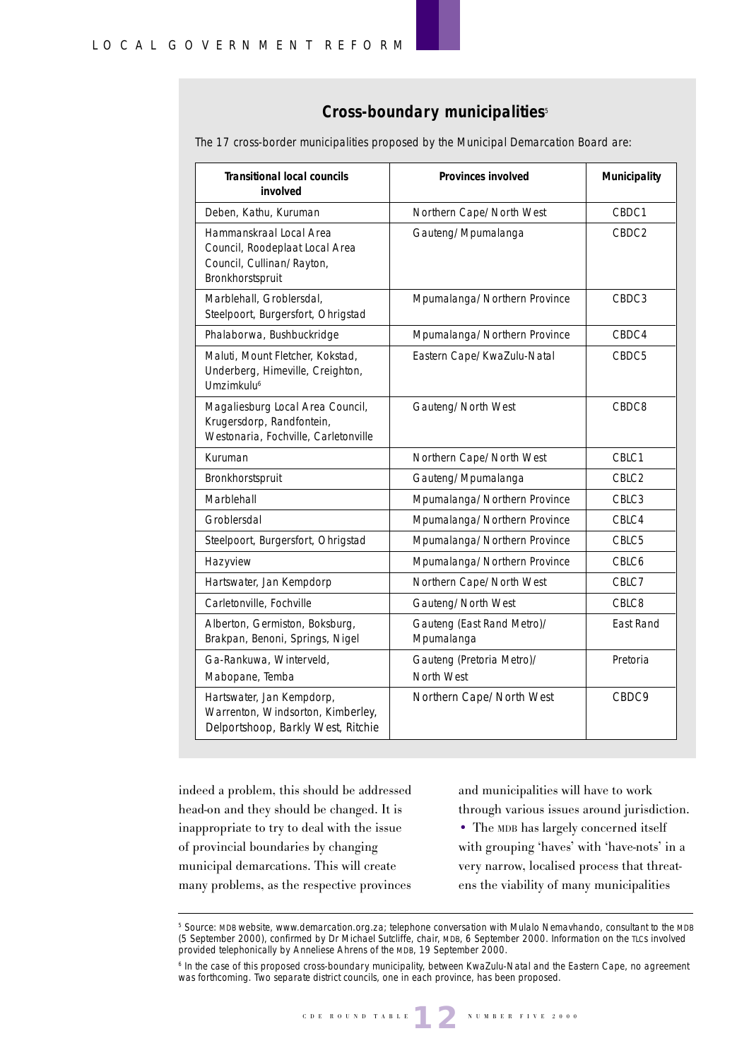## Cross-boundary municipalities[5]

The 17 cross-border municipalities proposed by the Municipal Demarcation Board are:

| Transitional local councils involved | Provinces involved | Municipality |
|---|---|---|
| Deben, Kathu, Kuruman | Northern Cape/North West | CBDC1 |
| Hammanskraal Local Area Council, Roodeplaat Local Area Council, Cullinan/Rayton, Bronkhorstspruit | Gauteng/Mpumalanga | CBDC2 |
| Marblehall, Groblersdal, Steelpoort, Burgersfort, Ohrigstad | Mpumalanga/Northern Province | CBDC3 |
| Phalaborwa, Bushbuckridge | Mpumalanga/Northern Province | CBDC4 |
| Maluti, Mount Fletcher, Kokstad, Underberg, Himeville, Creighton, Umzimkulu[6] | Eastern Cape/KwaZulu-Natal | CBDC5 |
| Magaliesburg Local Area Council, Krugersdorp, Randfontein, Westonaria, Fochville, Carletonville | Gauteng/North West | CBDC8 |
| Kuruman | Northern Cape/North West | CBLC1 |
| Bronkhorstspruit | Gauteng/Mpumalanga | CBLC2 |
| Marblehall | Mpumalanga/Northern Province | CBLC3 |
| Groblersdal | Mpumalanga/Northern Province | CBLC4 |
| Steelpoort, Burgersfort, Ohrigstad | Mpumalanga/Northern Province | CBLC5 |
| Hazyview | Mpumalanga/Northern Province | CBLC6 |
| Hartswater, Jan Kempdorp | Northern Cape/North West | CBLC7 |
| Carletonville, Fochville | Gauteng/North West | CBLC8 |
| Alberton, Germiston, Boksburg, Brakpan, Benoni, Springs, Nigel | Gauteng (East Rand Metro)/Mpumalanga | East Rand |
| Ga-Rankuwa, Winterveld, Mabopane, Temba | Gauteng (Pretoria Metro)/North West | Pretoria |
| Hartswater, Jan Kempdorp, Warrenton, Windsorton, Kimberley, Delportshoop, Barkly West, Ritchie | Northern Cape/North West | CBDC9 |

indeed a problem, this should be addressed head-on and they should be changed. It is inappropriate to try to deal with the issue of provincial boundaries by changing municipal demarcations. This will create many problems, as the respective provinces and municipalities will have to work through various issues around jurisdiction.

- The MDB has largely concerned itself with grouping 'haves' with 'have-nots' in a very narrow, localised process that threatens the viability of many municipalities

[5] Source: MDB website, www.demarcation.org.za; telephone conversation with Mulalo Nemavhando, consultant to the MDB (5 September 2000), confirmed by Dr Michael Sutcliffe, chair, MDB, 6 September 2000. Information on the TLCs involved provided telephonically by Anneliese Ahrens of the MDB, 19 September 2000.

[6] In the case of this proposed cross-boundary municipality, between KwaZulu-Natal and the Eastern Cape, no agreement was forthcoming. Two separate district councils, one in each province, has been proposed.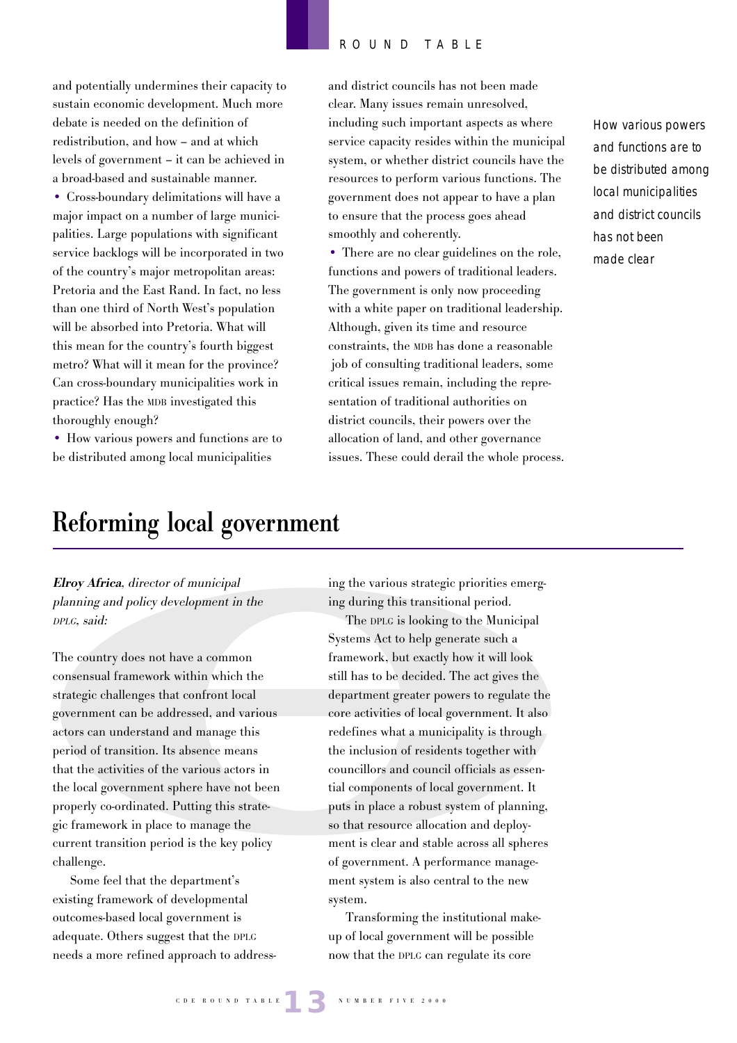and potentially undermines their capacity to sustain economic development. Much more debate is needed on the definition of redistribution, and how – and at which levels of government – it can be achieved in a broad-based and sustainable manner.

- Cross-boundary delimitations will have a major impact on a number of large municipalities. Large populations with significant service backlogs will be incorporated in two of the country's major metropolitan areas: Pretoria and the East Rand. In fact, no less than one third of North West's population will be absorbed into Pretoria. What will this mean for the country's fourth biggest metro? What will it mean for the province? Can cross-boundary municipalities work in practice? Has the MDB investigated this thoroughly enough?
- How various powers and functions are to be distributed among local municipalities and district councils has not been made clear. Many issues remain unresolved, including such important aspects as where service capacity resides within the municipal system, or whether district councils have the resources to perform various functions. The government does not appear to have a plan to ensure that the process goes ahead smoothly and coherently.
- There are no clear guidelines on the role, functions and powers of traditional leaders. The government is only now proceeding with a white paper on traditional leadership. Although, given its time and resource constraints, the MDB has done a reasonable job of consulting traditional leaders, some critical issues remain, including the representation of traditional authorities on district councils, their powers over the allocation of land, and other governance issues. These could derail the whole process.

*How various powers and functions are to be distributed among local municipalities and district councils has not been made clear*

# Reforming local government

***Elroy Africa**, director of municipal planning and policy development in the DPLG, said:*

The country does not have a common consensual framework within which the strategic challenges that confront local government can be addressed, and various actors can understand and manage this period of transition. Its absence means that the activities of the various actors in the local government sphere have not been properly co-ordinated. Putting this strategic framework in place to manage the current transition period is the key policy challenge.

Some feel that the department's existing framework of developmental outcomes-based local government is adequate. Others suggest that the DPLG needs a more refined approach to addressing the various strategic priorities emerging during this transitional period.

The DPLG is looking to the Municipal Systems Act to help generate such a framework, but exactly how it will look still has to be decided. The act gives the department greater powers to regulate the core activities of local government. It also redefines what a municipality is through the inclusion of residents together with councillors and council officials as essential components of local government. It puts in place a robust system of planning, so that resource allocation and deployment is clear and stable across all spheres of government. A performance management system is also central to the new system.

Transforming the institutional make-up of local government will be possible now that the DPLG can regulate its core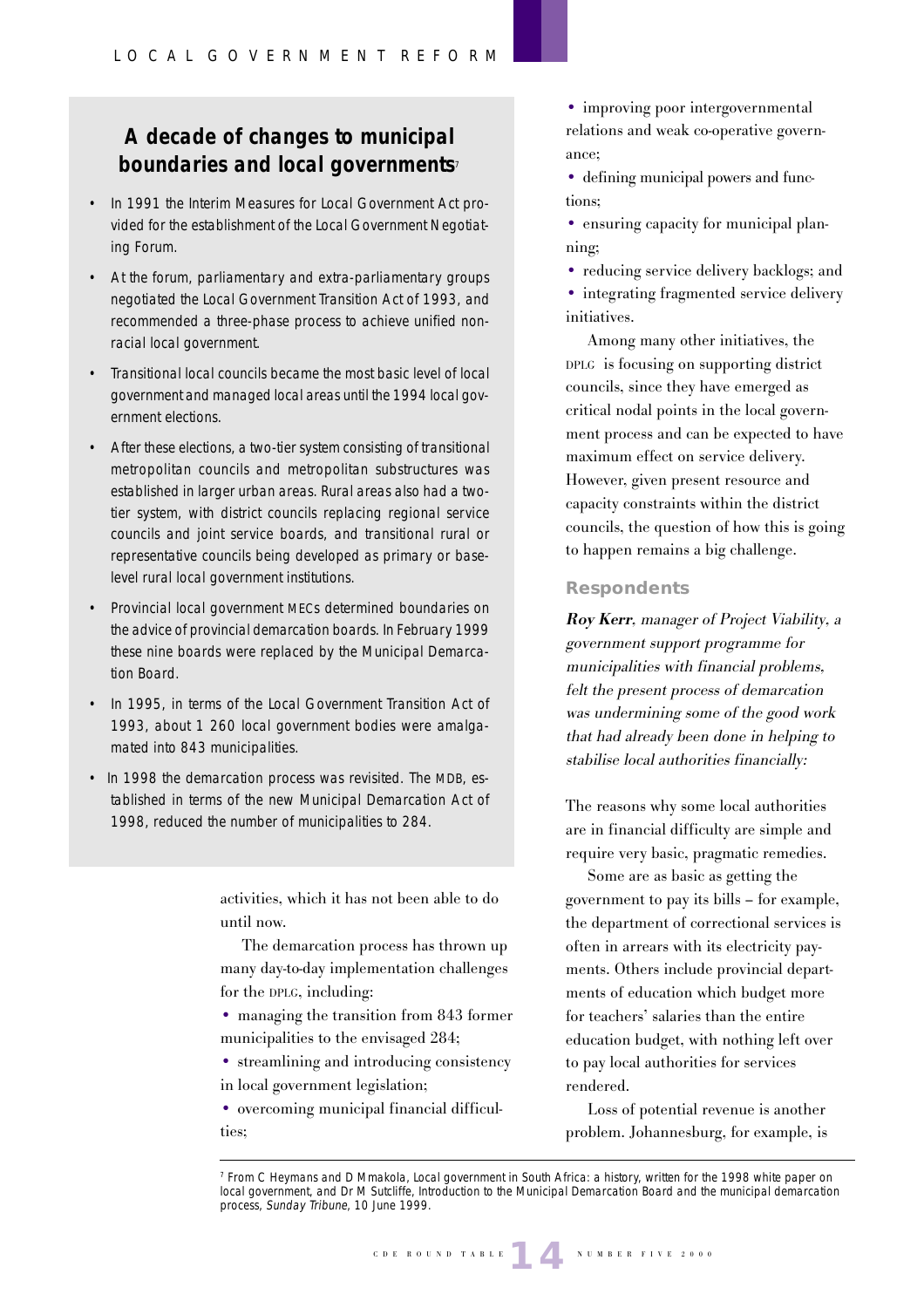## A decade of changes to municipal boundaries and local governments[7]

- In 1991 the Interim Measures for Local Government Act provided for the establishment of the Local Government Negotiating Forum.
- At the forum, parliamentary and extra-parliamentary groups negotiated the Local Government Transition Act of 1993, and recommended a three-phase process to achieve unified non-racial local government.
- Transitional local councils became the most basic level of local government and managed local areas until the 1994 local government elections.
- After these elections, a two-tier system consisting of transitional metropolitan councils and metropolitan substructures was established in larger urban areas. Rural areas also had a two-tier system, with district councils replacing regional service councils and joint service boards, and transitional rural or representative councils being developed as primary or base-level rural local government institutions.
- Provincial local government MECs determined boundaries on the advice of provincial demarcation boards. In February 1999 these nine boards were replaced by the Municipal Demarcation Board.
- In 1995, in terms of the Local Government Transition Act of 1993, about 1 260 local government bodies were amalgamated into 843 municipalities.
- In 1998 the demarcation process was revisited. The MDB, established in terms of the new Municipal Demarcation Act of 1998, reduced the number of municipalities to 284.

activities, which it has not been able to do until now.

The demarcation process has thrown up many day-to-day implementation challenges for the DPLG, including:

- managing the transition from 843 former municipalities to the envisaged 284;
- streamlining and introducing consistency in local government legislation;
- overcoming municipal financial difficulties;
- improving poor intergovernmental relations and weak co-operative governance;
- defining municipal powers and functions;
- ensuring capacity for municipal planning;
- reducing service delivery backlogs; and
- integrating fragmented service delivery initiatives.

Among many other initiatives, the DPLG is focusing on supporting district councils, since they have emerged as critical nodal points in the local government process and can be expected to have maximum effect on service delivery. However, given present resource and capacity constraints within the district councils, the question of how this is going to happen remains a big challenge.

### Respondents

***Roy Kerr****, manager of Project Viability, a government support programme for municipalities with financial problems, felt the present process of demarcation was undermining some of the good work that had already been done in helping to stabilise local authorities financially:*

The reasons why some local authorities are in financial difficulty are simple and require very basic, pragmatic remedies.

Some are as basic as getting the government to pay its bills – for example, the department of correctional services is often in arrears with its electricity payments. Others include provincial departments of education which budget more for teachers' salaries than the entire education budget, with nothing left over to pay local authorities for services rendered.

Loss of potential revenue is another problem. Johannesburg, for example, is

---

[7] From C Heymans and D Mmakola, Local government in South Africa: a history, written for the 1998 white paper on local government, and Dr M Sutcliffe, Introduction to the Municipal Demarcation Board and the municipal demarcation process, *Sunday Tribune*, 10 June 1999.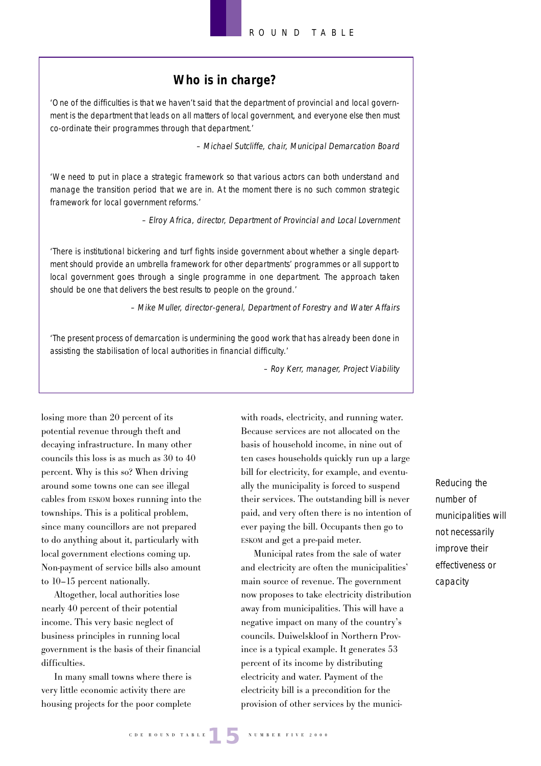## Who is in charge?

*'One of the difficulties is that we haven't said that the department of provincial and local government is the department that leads on all matters of local government, and everyone else then must co-ordinate their programmes through that department.'*

*– Michael Sutcliffe, chair, Municipal Demarcation Board*

*'We need to put in place a strategic framework so that various actors can both understand and manage the transition period that we are in. At the moment there is no such common strategic framework for local government reforms.'*

*– Elroy Africa, director, Department of Provincial and Local Lovernment*

*'There is institutional bickering and turf fights inside government about whether a single department should provide an umbrella framework for other departments' programmes or all support to local government goes through a single programme in one department. The approach taken should be one that delivers the best results to people on the ground.'*

*– Mike Muller, director-general, Department of Forestry and Water Affairs*

*'The present process of demarcation is undermining the good work that has already been done in assisting the stabilisation of local authorities in financial difficulty.'*

*– Roy Kerr, manager, Project Viability*

losing more than 20 percent of its potential revenue through theft and decaying infrastructure. In many other councils this loss is as much as 30 to 40 percent. Why is this so? When driving around some towns one can see illegal cables from ESKOM boxes running into the townships. This is a political problem, since many councillors are not prepared to do anything about it, particularly with local government elections coming up. Non-payment of service bills also amount to 10–15 percent nationally.

Altogether, local authorities lose nearly 40 percent of their potential income. This very basic neglect of business principles in running local government is the basis of their financial difficulties.

In many small towns where there is very little economic activity there are housing projects for the poor complete with roads, electricity, and running water. Because services are not allocated on the basis of household income, in nine out of ten cases households quickly run up a large bill for electricity, for example, and eventually the municipality is forced to suspend their services. The outstanding bill is never paid, and very often there is no intention of ever paying the bill. Occupants then go to ESKOM and get a pre-paid meter.

Municipal rates from the sale of water and electricity are often the municipalities' main source of revenue. The government now proposes to take electricity distribution away from municipalities. This will have a negative impact on many of the country's councils. Duiwelskloof in Northern Province is a typical example. It generates 53 percent of its income by distributing electricity and water. Payment of the electricity bill is a precondition for the provision of other services by the munici-

*Reducing the number of municipalities will not necessarily improve their effectiveness or capacity*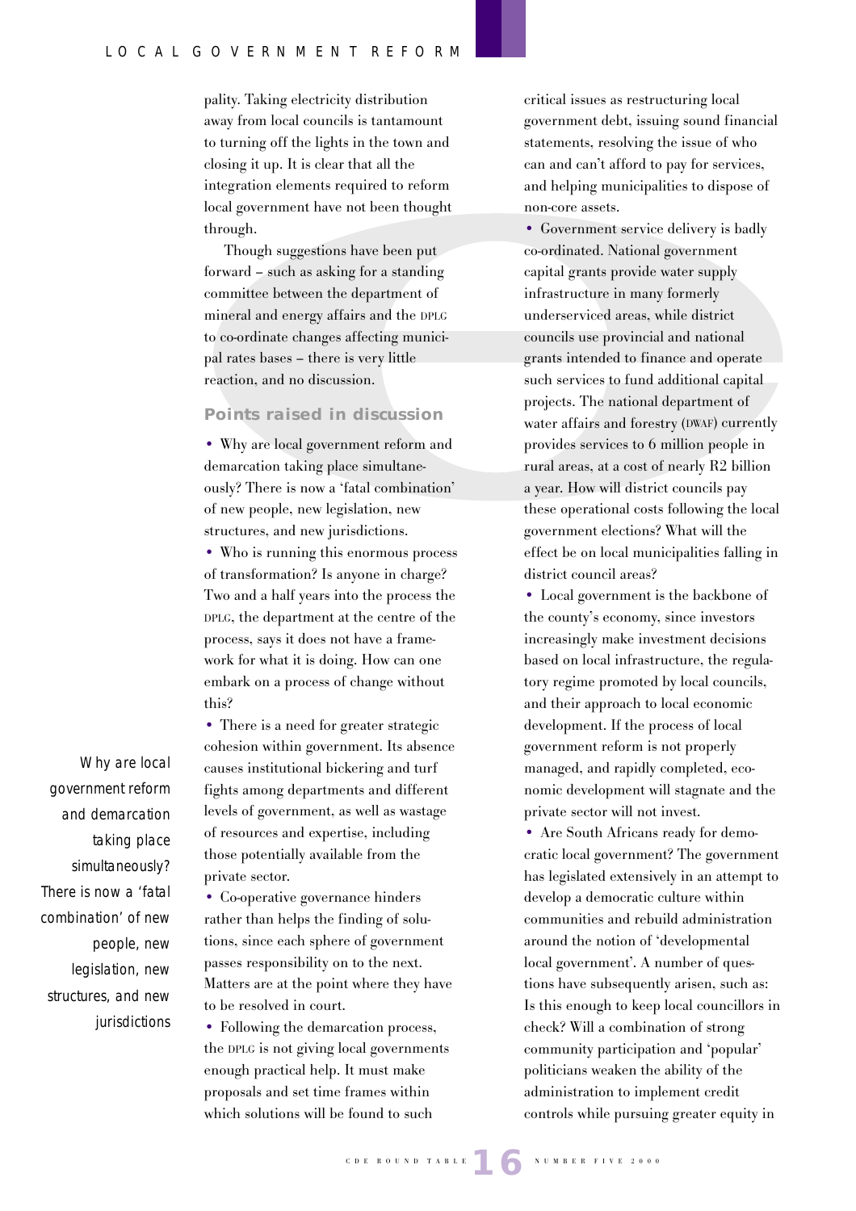pality. Taking electricity distribution away from local councils is tantamount to turning off the lights in the town and closing it up. It is clear that all the integration elements required to reform local government have not been thought through.

Though suggestions have been put forward – such as asking for a standing committee between the department of mineral and energy affairs and the DPLG to co-ordinate changes affecting municipal rates bases – there is very little reaction, and no discussion.

### Points raised in discussion

- Why are local government reform and demarcation taking place simultaneously? There is now a 'fatal combination' of new people, new legislation, new structures, and new jurisdictions.
- Who is running this enormous process of transformation? Is anyone in charge? Two and a half years into the process the DPLG, the department at the centre of the process, says it does not have a framework for what it is doing. How can one embark on a process of change without this?
- There is a need for greater strategic cohesion within government. Its absence causes institutional bickering and turf fights among departments and different levels of government, as well as wastage of resources and expertise, including those potentially available from the private sector.
- Co-operative governance hinders rather than helps the finding of solutions, since each sphere of government passes responsibility on to the next. Matters are at the point where they have to be resolved in court.
- Following the demarcation process, the DPLG is not giving local governments enough practical help. It must make proposals and set time frames within which solutions will be found to such critical issues as restructuring local government debt, issuing sound financial statements, resolving the issue of who can and can't afford to pay for services, and helping municipalities to dispose of non-core assets.
- Government service delivery is badly co-ordinated. National government capital grants provide water supply infrastructure in many formerly underserviced areas, while district councils use provincial and national grants intended to finance and operate such services to fund additional capital projects. The national department of water affairs and forestry (DWAF) currently provides services to 6 million people in rural areas, at a cost of nearly R2 billion a year. How will district councils pay these operational costs following the local government elections? What will the effect be on local municipalities falling in district council areas?
- Local government is the backbone of the county's economy, since investors increasingly make investment decisions based on local infrastructure, the regulatory regime promoted by local councils, and their approach to local economic development. If the process of local government reform is not properly managed, and rapidly completed, economic development will stagnate and the private sector will not invest.
- Are South Africans ready for democratic local government? The government has legislated extensively in an attempt to develop a democratic culture within communities and rebuild administration around the notion of 'developmental local government'. A number of questions have subsequently arisen, such as: Is this enough to keep local councillors in check? Will a combination of strong community participation and 'popular' politicians weaken the ability of the administration to implement credit controls while pursuing greater equity in

*Why are local government reform and demarcation taking place simultaneously? There is now a 'fatal combination' of new people, new legislation, new structures, and new jurisdictions*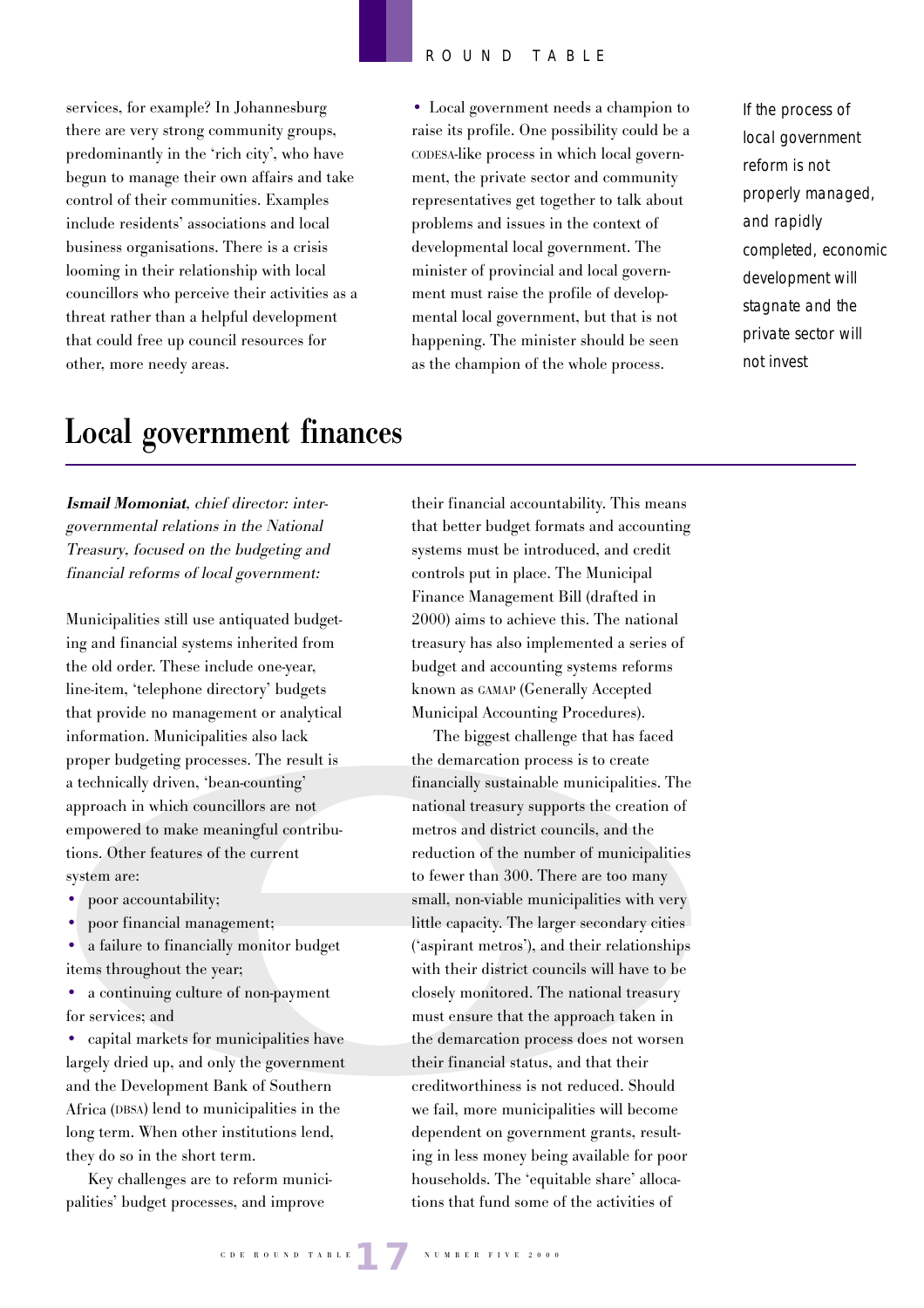services, for example? In Johannesburg there are very strong community groups, predominantly in the 'rich city', who have begun to manage their own affairs and take control of their communities. Examples include residents' associations and local business organisations. There is a crisis looming in their relationship with local councillors who perceive their activities as a threat rather than a helpful development that could free up council resources for other, more needy areas.

- Local government needs a champion to raise its profile. One possibility could be a CODESA-like process in which local government, the private sector and community representatives get together to talk about problems and issues in the context of developmental local government. The minister of provincial and local government must raise the profile of developmental local government, but that is not happening. The minister should be seen as the champion of the whole process.

If the process of local government reform is not properly managed, and rapidly completed, economic development will stagnate and the private sector will not invest

# Local government finances

***Ismail Momoniat**, chief director: intergovernmental relations in the National Treasury, focused on the budgeting and financial reforms of local government:*

Municipalities still use antiquated budgeting and financial systems inherited from the old order. These include one-year, line-item, 'telephone directory' budgets that provide no management or analytical information. Municipalities also lack proper budgeting processes. The result is a technically driven, 'bean-counting' approach in which councillors are not empowered to make meaningful contributions. Other features of the current system are:

- poor accountability;
- poor financial management;
- a failure to financially monitor budget items throughout the year;
- a continuing culture of non-payment for services; and
- capital markets for municipalities have largely dried up, and only the government and the Development Bank of Southern Africa (DBSA) lend to municipalities in the long term. When other institutions lend, they do so in the short term.

Key challenges are to reform municipalities' budget processes, and improve their financial accountability. This means that better budget formats and accounting systems must be introduced, and credit controls put in place. The Municipal Finance Management Bill (drafted in 2000) aims to achieve this. The national treasury has also implemented a series of budget and accounting systems reforms known as GAMAP (Generally Accepted Municipal Accounting Procedures).

The biggest challenge that has faced the demarcation process is to create financially sustainable municipalities. The national treasury supports the creation of metros and district councils, and the reduction of the number of municipalities to fewer than 300. There are too many small, non-viable municipalities with very little capacity. The larger secondary cities ('aspirant metros'), and their relationships with their district councils will have to be closely monitored. The national treasury must ensure that the approach taken in the demarcation process does not worsen their financial status, and that their creditworthiness is not reduced. Should we fail, more municipalities will become dependent on government grants, resulting in less money being available for poor households. The 'equitable share' allocations that fund some of the activities of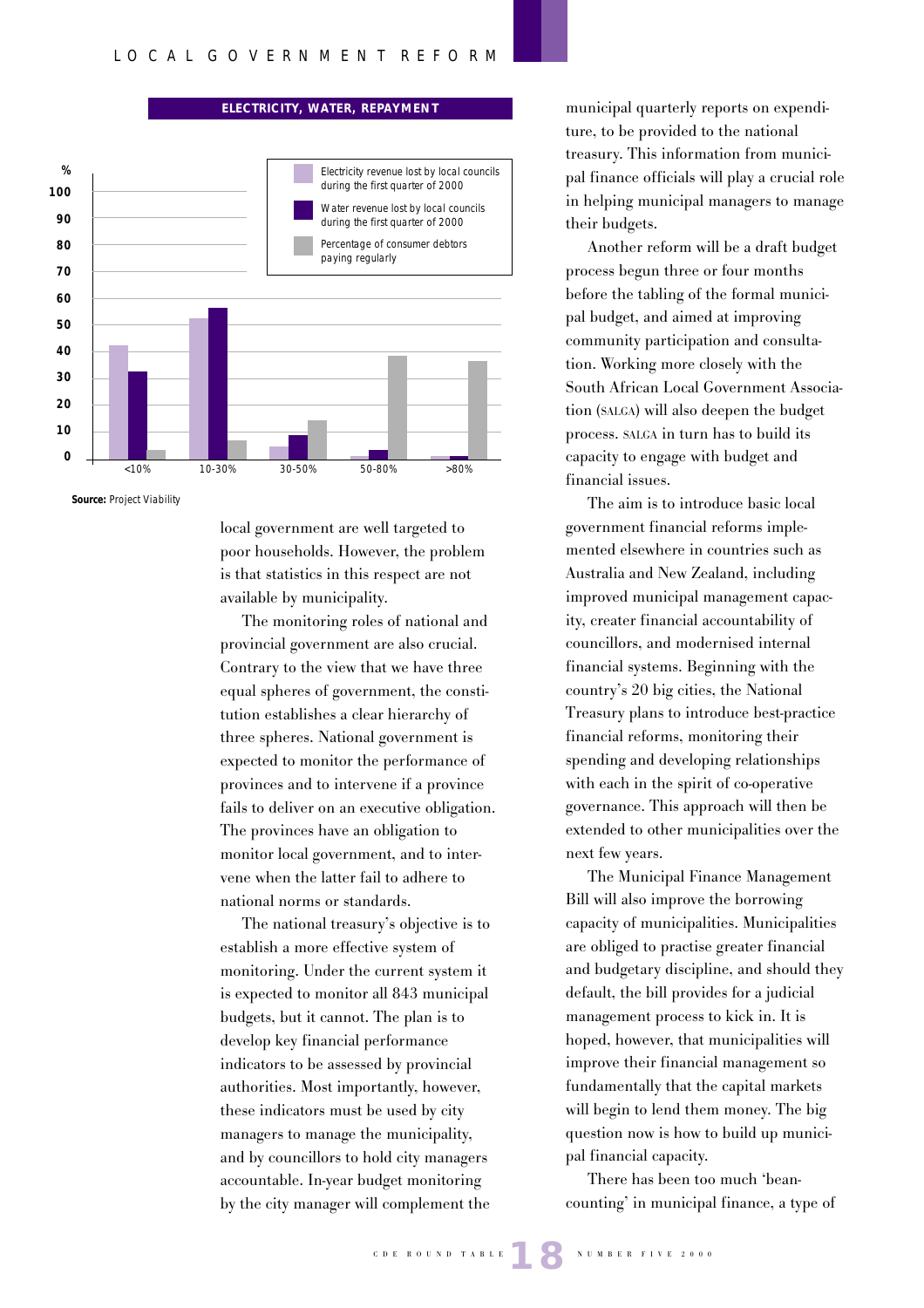**ELECTRICITY, WATER, REPAYMENT**

| | Electricity revenue lost by local councils during the first quarter of 2000 | Water revenue lost by local councils during the first quarter of 2000 | Percentage of consumer debtors paying regularly |
|---|---|---|---|
| <10% | 42 | 33 | 3 |
| 10-30% | 53 | 57 | 7 |
| 30-50% | 5 | 9 | 15 |
| 50-80% | 1 | 3 | 39 |
| >80% | 1 | 1 | 37 |

**Source:** Project Viability

local government are well targeted to poor households. However, the problem is that statistics in this respect are not available by municipality.

The monitoring roles of national and provincial government are also crucial. Contrary to the view that we have three equal spheres of government, the constitution establishes a clear hierarchy of three spheres. National government is expected to monitor the performance of provinces and to intervene if a province fails to deliver on an executive obligation. The provinces have an obligation to monitor local government, and to intervene when the latter fail to adhere to national norms or standards.

The national treasury's objective is to establish a more effective system of monitoring. Under the current system it is expected to monitor all 843 municipal budgets, but it cannot. The plan is to develop key financial performance indicators to be assessed by provincial authorities. Most importantly, however, these indicators must be used by city managers to manage the municipality, and by councillors to hold city managers accountable. In-year budget monitoring by the city manager will complement the municipal quarterly reports on expenditure, to be provided to the national treasury. This information from municipal finance officials will play a crucial role in helping municipal managers to manage their budgets.

Another reform will be a draft budget process begun three or four months before the tabling of the formal municipal budget, and aimed at improving community participation and consultation. Working more closely with the South African Local Government Association (SALGA) will also deepen the budget process. SALGA in turn has to build its capacity to engage with budget and financial issues.

The aim is to introduce basic local government financial reforms implemented elsewhere in countries such as Australia and New Zealand, including improved municipal management capacity, creater financial accountability of councillors, and modernised internal financial systems. Beginning with the country's 20 big cities, the National Treasury plans to introduce best-practice financial reforms, monitoring their spending and developing relationships with each in the spirit of co-operative governance. This approach will then be extended to other municipalities over the next few years.

The Municipal Finance Management Bill will also improve the borrowing capacity of municipalities. Municipalities are obliged to practise greater financial and budgetary discipline, and should they default, the bill provides for a judicial management process to kick in. It is hoped, however, that municipalities will improve their financial management so fundamentally that the capital markets will begin to lend them money. The big question now is how to build up municipal financial capacity.

There has been too much 'bean-counting' in municipal finance, a type of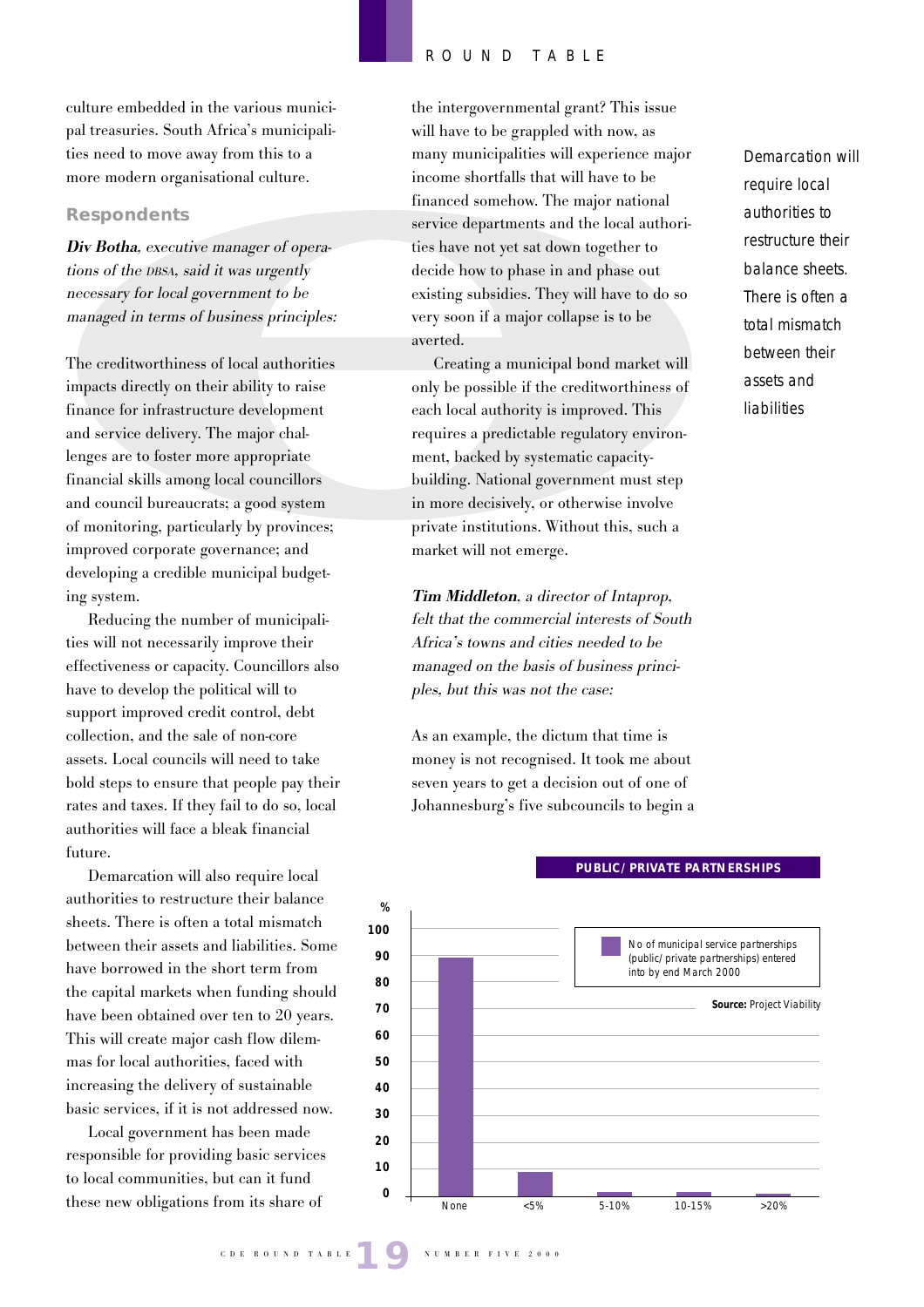culture embedded in the various municipal treasuries. South Africa's municipalities need to move away from this to a more modern organisational culture.

### Respondents

***Div Botha**, executive manager of operations of the DBSA, said it was urgently necessary for local government to be managed in terms of business principles:*

The creditworthiness of local authorities impacts directly on their ability to raise finance for infrastructure development and service delivery. The major challenges are to foster more appropriate financial skills among local councillors and council bureaucrats; a good system of monitoring, particularly by provinces; improved corporate governance; and developing a credible municipal budgeting system.

Reducing the number of municipalities will not necessarily improve their effectiveness or capacity. Councillors also have to develop the political will to support improved credit control, debt collection, and the sale of non-core assets. Local councils will need to take bold steps to ensure that people pay their rates and taxes. If they fail to do so, local authorities will face a bleak financial future.

Demarcation will also require local authorities to restructure their balance sheets. There is often a total mismatch between their assets and liabilities. Some have borrowed in the short term from the capital markets when funding should have been obtained over ten to 20 years. This will create major cash flow dilemmas for local authorities, faced with increasing the delivery of sustainable basic services, if it is not addressed now.

Local government has been made responsible for providing basic services to local communities, but can it fund these new obligations from its share of the intergovernmental grant? This issue will have to be grappled with now, as many municipalities will experience major income shortfalls that will have to be financed somehow. The major national service departments and the local authorities have not yet sat down together to decide how to phase in and phase out existing subsidies. They will have to do so very soon if a major collapse is to be averted.

Creating a municipal bond market will only be possible if the creditworthiness of each local authority is improved. This requires a predictable regulatory environment, backed by systematic capacity-building. National government must step in more decisively, or otherwise involve private institutions. Without this, such a market will not emerge.

> Demarcation will require local authorities to restructure their balance sheets. There is often a total mismatch between their assets and liabilities

***Tim Middleton**, a director of Intaprop, felt that the commercial interests of South Africa's towns and cities needed to be managed on the basis of business principles, but this was not the case:*

As an example, the dictum that time is money is not recognised. It took me about seven years to get a decision out of one of Johannesburg's five subcouncils to begin a

**PUBLIC/PRIVATE PARTNERSHIPS**

No of municipal service partnerships (public/private partnerships) entered into by end March 2000 (%)

| Share | % |
|---|---|
| None | ~89 |
| <5% | ~9 |
| 5-10% | ~2 |
| 10-15% | ~2 |
| >20% | ~1 |

**Source:** Project Viability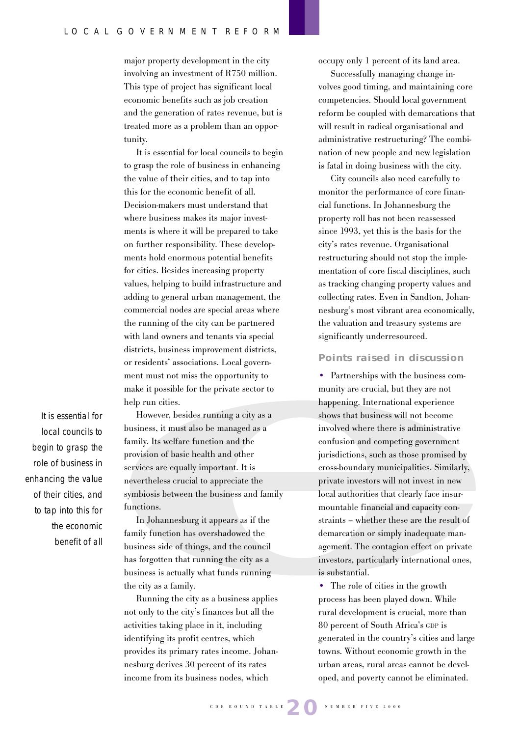major property development in the city involving an investment of R750 million. This type of project has significant local economic benefits such as job creation and the generation of rates revenue, but is treated more as a problem than an opportunity.

It is essential for local councils to begin to grasp the role of business in enhancing the value of their cities, and to tap into this for the economic benefit of all. Decision-makers must understand that where business makes its major investments is where it will be prepared to take on further responsibility. These developments hold enormous potential benefits for cities. Besides increasing property values, helping to build infrastructure and adding to general urban management, the commercial nodes are special areas where the running of the city can be partnered with land owners and tenants via special districts, business improvement districts, or residents' associations. Local government must not miss the opportunity to make it possible for the private sector to help run cities.

*It is essential for local councils to begin to grasp the role of business in enhancing the value of their cities, and to tap into this for the economic benefit of all*

However, besides running a city as a business, it must also be managed as a family. Its welfare function and the provision of basic health and other services are equally important. It is nevertheless crucial to appreciate the symbiosis between the business and family functions.

In Johannesburg it appears as if the family function has overshadowed the business side of things, and the council has forgotten that running the city as a business is actually what funds running the city as a family.

Running the city as a business applies not only to the city's finances but all the activities taking place in it, including identifying its profit centres, which provides its primary rates income. Johannesburg derives 30 percent of its rates income from its business nodes, which occupy only 1 percent of its land area.

Successfully managing change involves good timing, and maintaining core competencies. Should local government reform be coupled with demarcations that will result in radical organisational and administrative restructuring? The combination of new people and new legislation is fatal in doing business with the city.

City councils also need carefully to monitor the performance of core financial functions. In Johannesburg the property roll has not been reassessed since 1993, yet this is the basis for the city's rates revenue. Organisational restructuring should not stop the implementation of core fiscal disciplines, such as tracking changing property values and collecting rates. Even in Sandton, Johannesburg's most vibrant area economically, the valuation and treasury systems are significantly underresourced.

## Points raised in discussion

- Partnerships with the business community are crucial, but they are not happening. International experience shows that business will not become involved where there is administrative confusion and competing government jurisdictions, such as those promised by cross-boundary municipalities. Similarly, private investors will not invest in new local authorities that clearly face insurmountable financial and capacity constraints – whether these are the result of demarcation or simply inadequate management. The contagion effect on private investors, particularly international ones, is substantial.
- The role of cities in the growth process has been played down. While rural development is crucial, more than 80 percent of South Africa's GDP is generated in the country's cities and large towns. Without economic growth in the urban areas, rural areas cannot be developed, and poverty cannot be eliminated.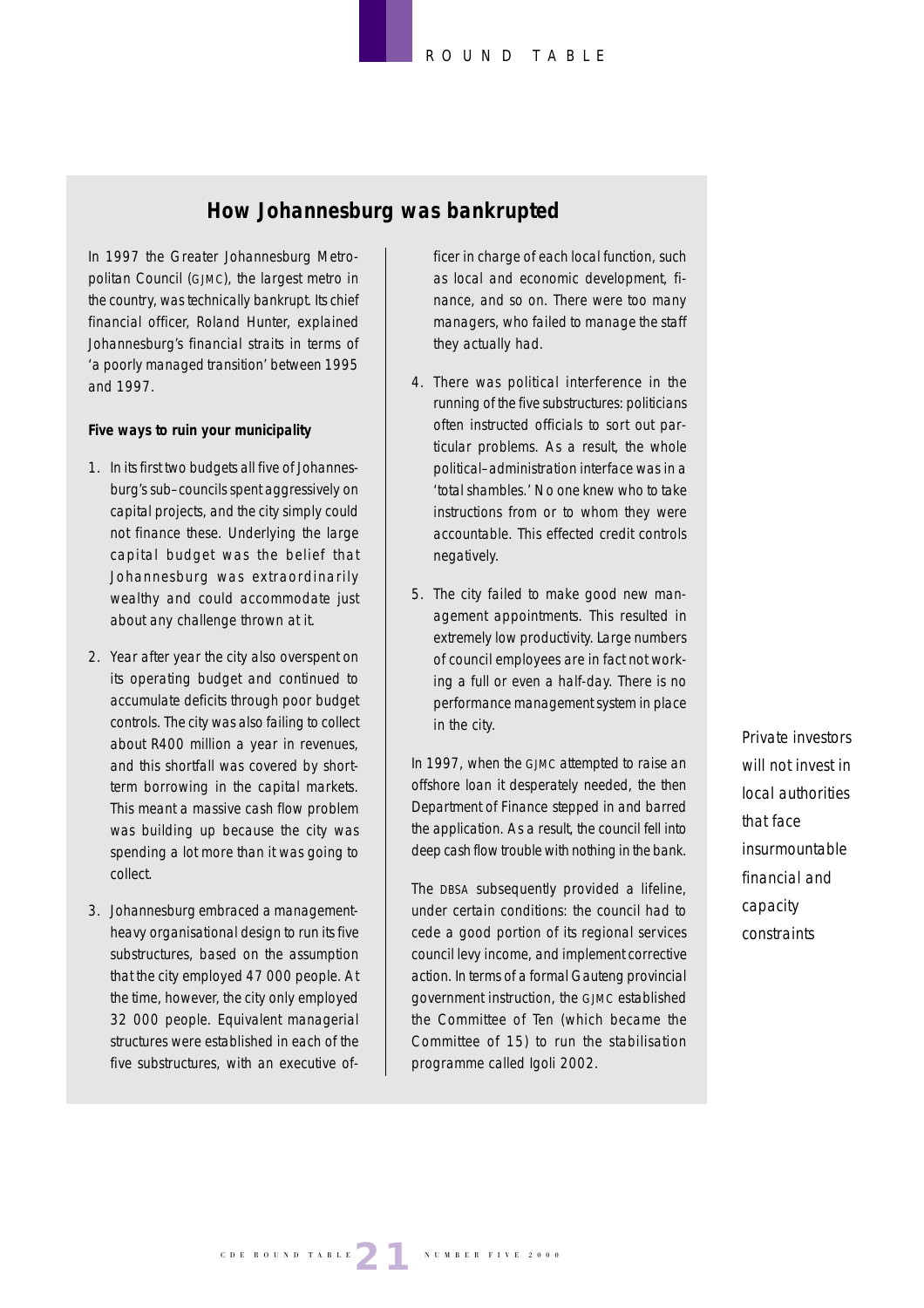## How Johannesburg was bankrupted

In 1997 the Greater Johannesburg Metropolitan Council (GJMC), the largest metro in the country, was technically bankrupt. Its chief financial officer, Roland Hunter, explained Johannesburg's financial straits in terms of 'a poorly managed transition' between 1995 and 1997.

**Five ways to ruin your municipality**

1. In its first two budgets all five of Johannesburg's sub–councils spent aggressively on capital projects, and the city simply could not finance these. Underlying the large capital budget was the belief that Johannesburg was extraordinarily wealthy and could accommodate just about any challenge thrown at it.
2. Year after year the city also overspent on its operating budget and continued to accumulate deficits through poor budget controls. The city was also failing to collect about R400 million a year in revenues, and this shortfall was covered by short-term borrowing in the capital markets. This meant a massive cash flow problem was building up because the city was spending a lot more than it was going to collect.
3. Johannesburg embraced a management-heavy organisational design to run its five substructures, based on the assumption that the city employed 47 000 people. At the time, however, the city only employed 32 000 people. Equivalent managerial structures were established in each of the five substructures, with an executive officer in charge of each local function, such as local and economic development, finance, and so on. There were too many managers, who failed to manage the staff they actually had.
4. There was political interference in the running of the five substructures: politicians often instructed officials to sort out particular problems. As a result, the whole political–administration interface was in a 'total shambles.' No one knew who to take instructions from or to whom they were accountable. This effected credit controls negatively.
5. The city failed to make good new management appointments. This resulted in extremely low productivity. Large numbers of council employees are in fact not working a full or even a half-day. There is no performance management system in place in the city.

In 1997, when the GJMC attempted to raise an offshore loan it desperately needed, the then Department of Finance stepped in and barred the application. As a result, the council fell into deep cash flow trouble with nothing in the bank.

The DBSA subsequently provided a lifeline, under certain conditions: the council had to cede a good portion of its regional services council levy income, and implement corrective action. In terms of a formal Gauteng provincial government instruction, the GJMC established the Committee of Ten (which became the Committee of 15) to run the stabilisation programme called Igoli 2002.

*Private investors will not invest in local authorities that face insurmountable financial and capacity constraints*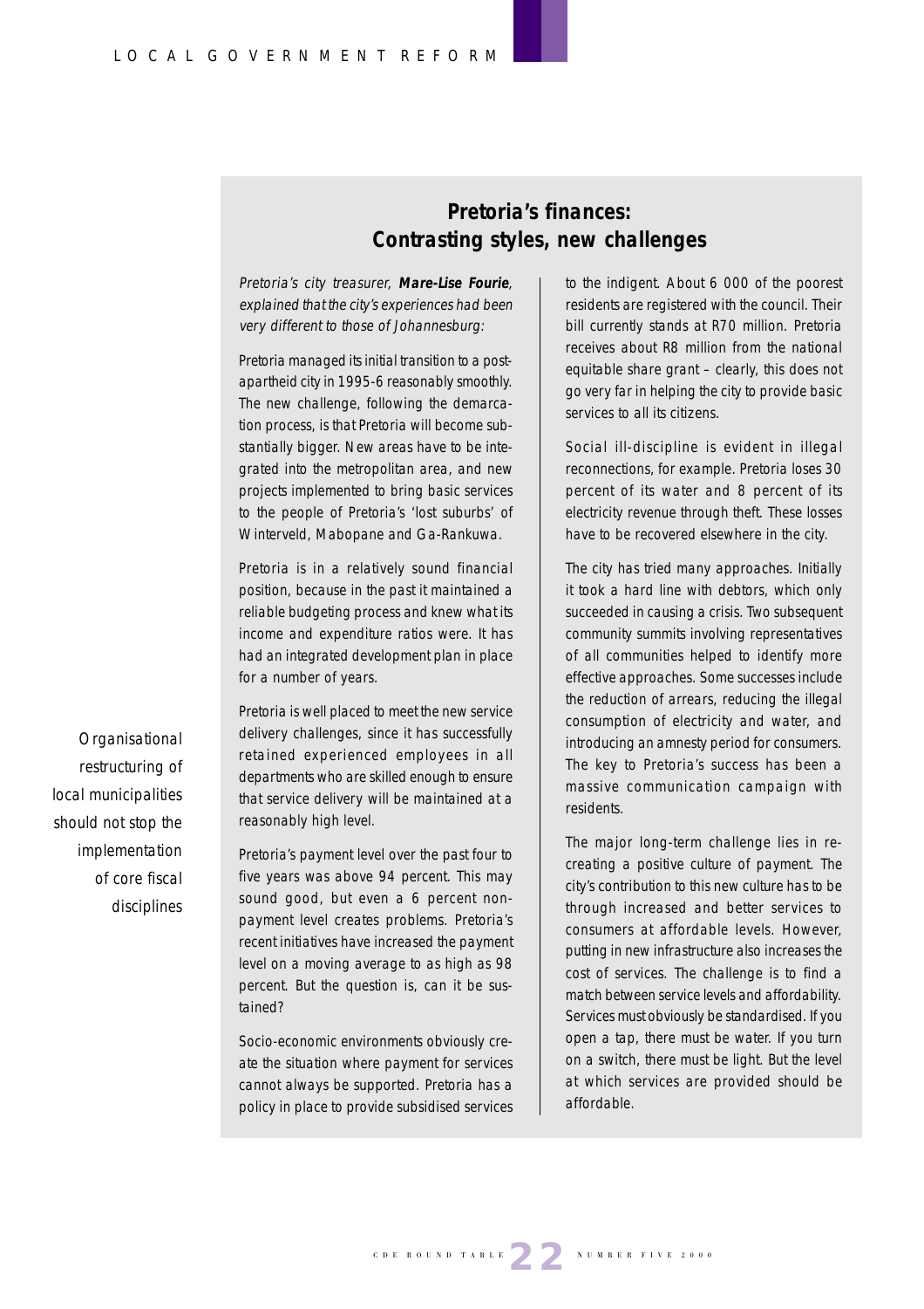## Pretoria's finances: Contrasting styles, new challenges

*Pretoria's city treasurer,* ***Mare-Lise Fourie****, explained that the city's experiences had been very different to those of Johannesburg:*

Pretoria managed its initial transition to a post-apartheid city in 1995-6 reasonably smoothly. The new challenge, following the demarcation process, is that Pretoria will become substantially bigger. New areas have to be integrated into the metropolitan area, and new projects implemented to bring basic services to the people of Pretoria's 'lost suburbs' of Winterveld, Mabopane and Ga-Rankuwa.

Pretoria is in a relatively sound financial position, because in the past it maintained a reliable budgeting process and knew what its income and expenditure ratios were. It has had an integrated development plan in place for a number of years.

Pretoria is well placed to meet the new service delivery challenges, since it has successfully retained experienced employees in all departments who are skilled enough to ensure that service delivery will be maintained at a reasonably high level.

*Organisational restructuring of local municipalities should not stop the implementation of core fiscal disciplines*

Pretoria's payment level over the past four to five years was above 94 percent. This may sound good, but even a 6 percent non-payment level creates problems. Pretoria's recent initiatives have increased the payment level on a moving average to as high as 98 percent. But the question is, can it be sustained?

Socio-economic environments obviously create the situation where payment for services cannot always be supported. Pretoria has a policy in place to provide subsidised services to the indigent. About 6 000 of the poorest residents are registered with the council. Their bill currently stands at R70 million. Pretoria receives about R8 million from the national equitable share grant – clearly, this does not go very far in helping the city to provide basic services to all its citizens.

Social ill-discipline is evident in illegal reconnections, for example. Pretoria loses 30 percent of its water and 8 percent of its electricity revenue through theft. These losses have to be recovered elsewhere in the city.

The city has tried many approaches. Initially it took a hard line with debtors, which only succeeded in causing a crisis. Two subsequent community summits involving representatives of all communities helped to identify more effective approaches. Some successes include the reduction of arrears, reducing the illegal consumption of electricity and water, and introducing an amnesty period for consumers. The key to Pretoria's success has been a massive communication campaign with residents.

The major long-term challenge lies in recreating a positive culture of payment. The city's contribution to this new culture has to be through increased and better services to consumers at affordable levels. However, putting in new infrastructure also increases the cost of services. The challenge is to find a match between service levels and affordability. Services must obviously be standardised. If you open a tap, there must be water. If you turn on a switch, there must be light. But the level at which services are provided should be affordable.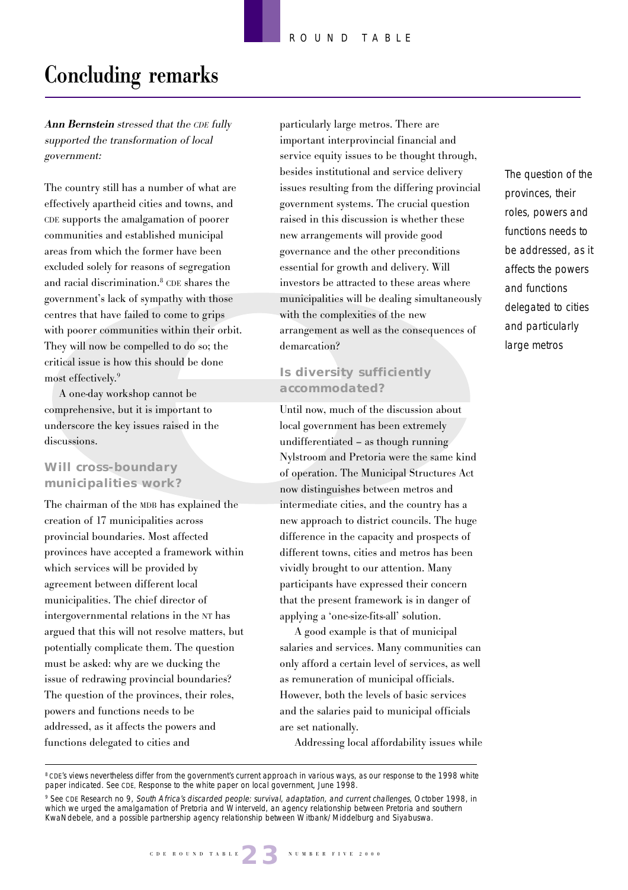# Concluding remarks

***Ann Bernstein** stressed that the CDE fully supported the transformation of local government:*

The country still has a number of what are effectively apartheid cities and towns, and CDE supports the amalgamation of poorer communities and established municipal areas from which the former have been excluded solely for reasons of segregation and racial discrimination.[8] CDE shares the government's lack of sympathy with those centres that have failed to come to grips with poorer communities within their orbit. They will now be compelled to do so; the critical issue is how this should be done most effectively.[9]

A one-day workshop cannot be comprehensive, but it is important to underscore the key issues raised in the discussions.

### Will cross-boundary municipalities work?

The chairman of the MDB has explained the creation of 17 municipalities across provincial boundaries. Most affected provinces have accepted a framework within which services will be provided by agreement between different local municipalities. The chief director of intergovernmental relations in the NT has argued that this will not resolve matters, but potentially complicate them. The question must be asked: why are we ducking the issue of redrawing provincial boundaries? The question of the provinces, their roles, powers and functions needs to be addressed, as it affects the powers and functions delegated to cities and particularly large metros. There are important interprovincial financial and service equity issues to be thought through, besides institutional and service delivery issues resulting from the differing provincial government systems. The crucial question raised in this discussion is whether these new arrangements will provide good governance and the other preconditions essential for growth and delivery. Will investors be attracted to these areas where municipalities will be dealing simultaneously with the complexities of the new arrangement as well as the consequences of demarcation?

*The question of the provinces, their roles, powers and functions needs to be addressed, as it affects the powers and functions delegated to cities and particularly large metros*

### Is diversity sufficiently accommodated?

Until now, much of the discussion about local government has been extremely undifferentiated – as though running Nylstroom and Pretoria were the same kind of operation. The Municipal Structures Act now distinguishes between metros and intermediate cities, and the country has a new approach to district councils. The huge difference in the capacity and prospects of different towns, cities and metros has been vividly brought to our attention. Many participants have expressed their concern that the present framework is in danger of applying a 'one-size-fits-all' solution.

A good example is that of municipal salaries and services. Many communities can only afford a certain level of services, as well as remuneration of municipal officials. However, both the levels of basic services and the salaries paid to municipal officials are set nationally.

Addressing local affordability issues while

---

[8] CDE's views nevertheless differ from the government's current approach in various ways, as our response to the 1998 white paper indicated. See CDE, Response to the white paper on local government, June 1998.

[9] See CDE Research no 9, *South Africa's discarded people: survival, adaptation, and current challenges*, October 1998, in which we urged the amalgamation of Pretoria and Winterveld, an agency relationship between Pretoria and southern KwaNdebele, and a possible partnership agency relationship between Witbank/Middelburg and Siyabuswa.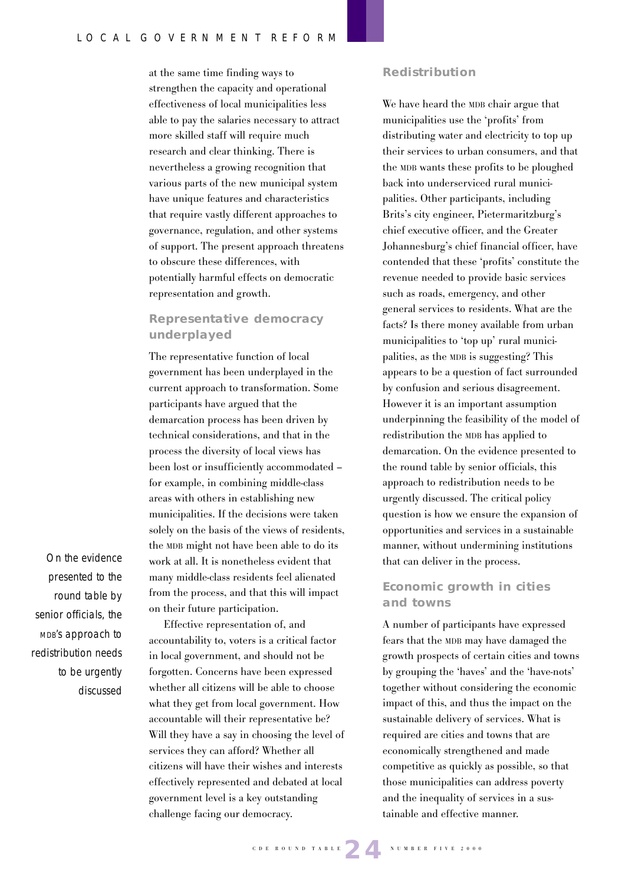at the same time finding ways to strengthen the capacity and operational effectiveness of local municipalities less able to pay the salaries necessary to attract more skilled staff will require much research and clear thinking. There is nevertheless a growing recognition that various parts of the new municipal system have unique features and characteristics that require vastly different approaches to governance, regulation, and other systems of support. The present approach threatens to obscure these differences, with potentially harmful effects on democratic representation and growth.

## Representative democracy underplayed

The representative function of local government has been underplayed in the current approach to transformation. Some participants have argued that the demarcation process has been driven by technical considerations, and that in the process the diversity of local views has been lost or insufficiently accommodated – for example, in combining middle-class areas with others in establishing new municipalities. If the decisions were taken solely on the basis of the views of residents, the MDB might not have been able to do its work at all. It is nonetheless evident that many middle-class residents feel alienated from the process, and that this will impact on their future participation.

*On the evidence presented to the round table by senior officials, the MDB's approach to redistribution needs to be urgently discussed*

Effective representation of, and accountability to, voters is a critical factor in local government, and should not be forgotten. Concerns have been expressed whether all citizens will be able to choose what they get from local government. How accountable will their representative be? Will they have a say in choosing the level of services they can afford? Whether all citizens will have their wishes and interests effectively represented and debated at local government level is a key outstanding challenge facing our democracy.

## Redistribution

We have heard the MDB chair argue that municipalities use the 'profits' from distributing water and electricity to top up their services to urban consumers, and that the MDB wants these profits to be ploughed back into underserviced rural municipalities. Other participants, including Brits's city engineer, Pietermaritzburg's chief executive officer, and the Greater Johannesburg's chief financial officer, have contended that these 'profits' constitute the revenue needed to provide basic services such as roads, emergency, and other general services to residents. What are the facts? Is there money available from urban municipalities to 'top up' rural municipalities, as the MDB is suggesting? This appears to be a question of fact surrounded by confusion and serious disagreement. However it is an important assumption underpinning the feasibility of the model of redistribution the MDB has applied to demarcation. On the evidence presented to the round table by senior officials, this approach to redistribution needs to be urgently discussed. The critical policy question is how we ensure the expansion of opportunities and services in a sustainable manner, without undermining institutions that can deliver in the process.

## Economic growth in cities and towns

A number of participants have expressed fears that the MDB may have damaged the growth prospects of certain cities and towns by grouping the 'haves' and the 'have-nots' together without considering the economic impact of this, and thus the impact on the sustainable delivery of services. What is required are cities and towns that are economically strengthened and made competitive as quickly as possible, so that those municipalities can address poverty and the inequality of services in a sustainable and effective manner.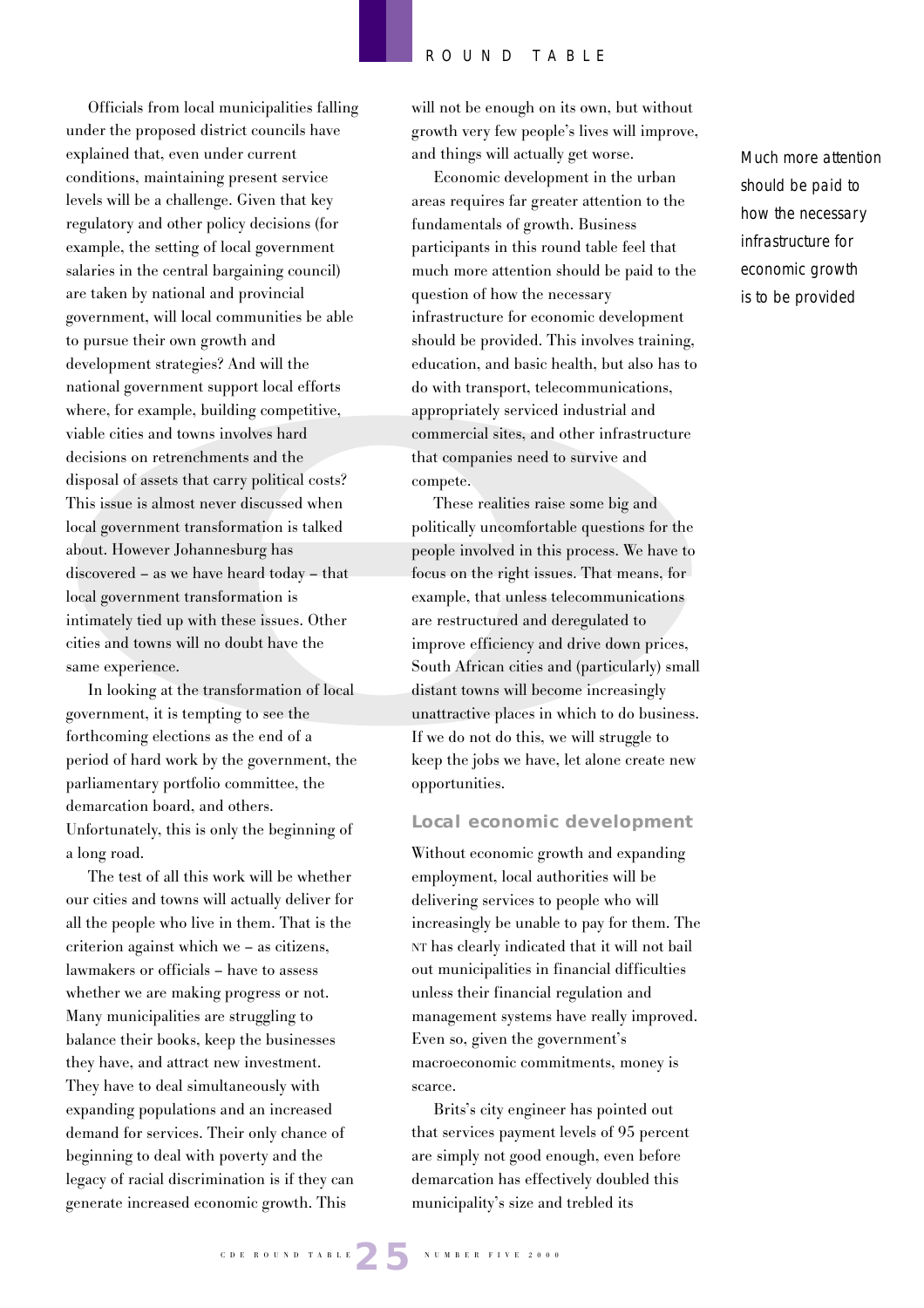Officials from local municipalities falling under the proposed district councils have explained that, even under current conditions, maintaining present service levels will be a challenge. Given that key regulatory and other policy decisions (for example, the setting of local government salaries in the central bargaining council) are taken by national and provincial government, will local communities be able to pursue their own growth and development strategies? And will the national government support local efforts where, for example, building competitive, viable cities and towns involves hard decisions on retrenchments and the disposal of assets that carry political costs? This issue is almost never discussed when local government transformation is talked about. However Johannesburg has discovered – as we have heard today – that local government transformation is intimately tied up with these issues. Other cities and towns will no doubt have the same experience.

In looking at the transformation of local government, it is tempting to see the forthcoming elections as the end of a period of hard work by the government, the parliamentary portfolio committee, the demarcation board, and others. Unfortunately, this is only the beginning of a long road.

The test of all this work will be whether our cities and towns will actually deliver for all the people who live in them. That is the criterion against which we – as citizens, lawmakers or officials – have to assess whether we are making progress or not. Many municipalities are struggling to balance their books, keep the businesses they have, and attract new investment. They have to deal simultaneously with expanding populations and an increased demand for services. Their only chance of beginning to deal with poverty and the legacy of racial discrimination is if they can generate increased economic growth. This will not be enough on its own, but without growth very few people's lives will improve, and things will actually get worse.

Economic development in the urban areas requires far greater attention to the fundamentals of growth. Business participants in this round table feel that much more attention should be paid to the question of how the necessary infrastructure for economic development should be provided. This involves training, education, and basic health, but also has to do with transport, telecommunications, appropriately serviced industrial and commercial sites, and other infrastructure that companies need to survive and compete.

*Much more attention should be paid to how the necessary infrastructure for economic growth is to be provided*

These realities raise some big and politically uncomfortable questions for the people involved in this process. We have to focus on the right issues. That means, for example, that unless telecommunications are restructured and deregulated to improve efficiency and drive down prices, South African cities and (particularly) small distant towns will become increasingly unattractive places in which to do business. If we do not do this, we will struggle to keep the jobs we have, let alone create new opportunities.

## Local economic development

Without economic growth and expanding employment, local authorities will be delivering services to people who will increasingly be unable to pay for them. The NT has clearly indicated that it will not bail out municipalities in financial difficulties unless their financial regulation and management systems have really improved. Even so, given the government's macroeconomic commitments, money is scarce.

Brits's city engineer has pointed out that services payment levels of 95 percent are simply not good enough, even before demarcation has effectively doubled this municipality's size and trebled its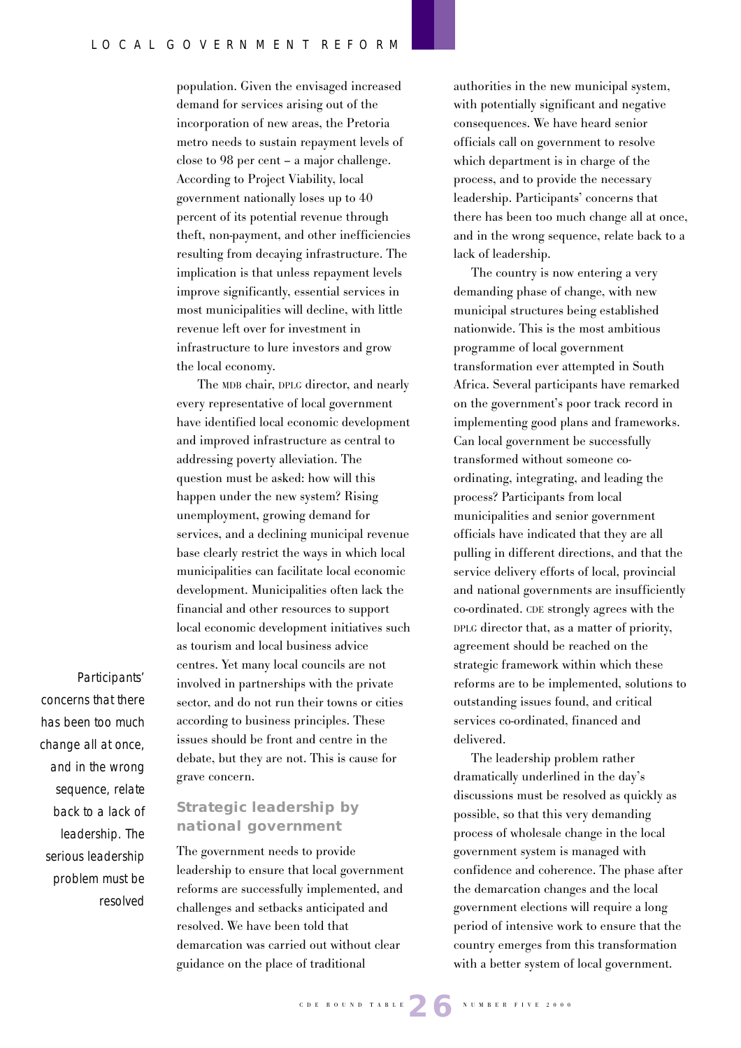population. Given the envisaged increased demand for services arising out of the incorporation of new areas, the Pretoria metro needs to sustain repayment levels of close to 98 per cent – a major challenge. According to Project Viability, local government nationally loses up to 40 percent of its potential revenue through theft, non-payment, and other inefficiencies resulting from decaying infrastructure. The implication is that unless repayment levels improve significantly, essential services in most municipalities will decline, with little revenue left over for investment in infrastructure to lure investors and grow the local economy.

The MDB chair, DPLG director, and nearly every representative of local government have identified local economic development and improved infrastructure as central to addressing poverty alleviation. The question must be asked: how will this happen under the new system? Rising unemployment, growing demand for services, and a declining municipal revenue base clearly restrict the ways in which local municipalities can facilitate local economic development. Municipalities often lack the financial and other resources to support local economic development initiatives such as tourism and local business advice centres. Yet many local councils are not involved in partnerships with the private sector, and do not run their towns or cities according to business principles. These issues should be front and centre in the debate, but they are not. This is cause for grave concern.

*Participants' concerns that there has been too much change all at once, and in the wrong sequence, relate back to a lack of leadership. The serious leadership problem must be resolved*

## Strategic leadership by national government

The government needs to provide leadership to ensure that local government reforms are successfully implemented, and challenges and setbacks anticipated and resolved. We have been told that demarcation was carried out without clear guidance on the place of traditional authorities in the new municipal system, with potentially significant and negative consequences. We have heard senior officials call on government to resolve which department is in charge of the process, and to provide the necessary leadership. Participants' concerns that there has been too much change all at once, and in the wrong sequence, relate back to a lack of leadership.

The country is now entering a very demanding phase of change, with new municipal structures being established nationwide. This is the most ambitious programme of local government transformation ever attempted in South Africa. Several participants have remarked on the government's poor track record in implementing good plans and frameworks. Can local government be successfully transformed without someone co-ordinating, integrating, and leading the process? Participants from local municipalities and senior government officials have indicated that they are all pulling in different directions, and that the service delivery efforts of local, provincial and national governments are insufficiently co-ordinated. CDE strongly agrees with the DPLG director that, as a matter of priority, agreement should be reached on the strategic framework within which these reforms are to be implemented, solutions to outstanding issues found, and critical services co-ordinated, financed and delivered.

The leadership problem rather dramatically underlined in the day's discussions must be resolved as quickly as possible, so that this very demanding process of wholesale change in the local government system is managed with confidence and coherence. The phase after the demarcation changes and the local government elections will require a long period of intensive work to ensure that the country emerges from this transformation with a better system of local government.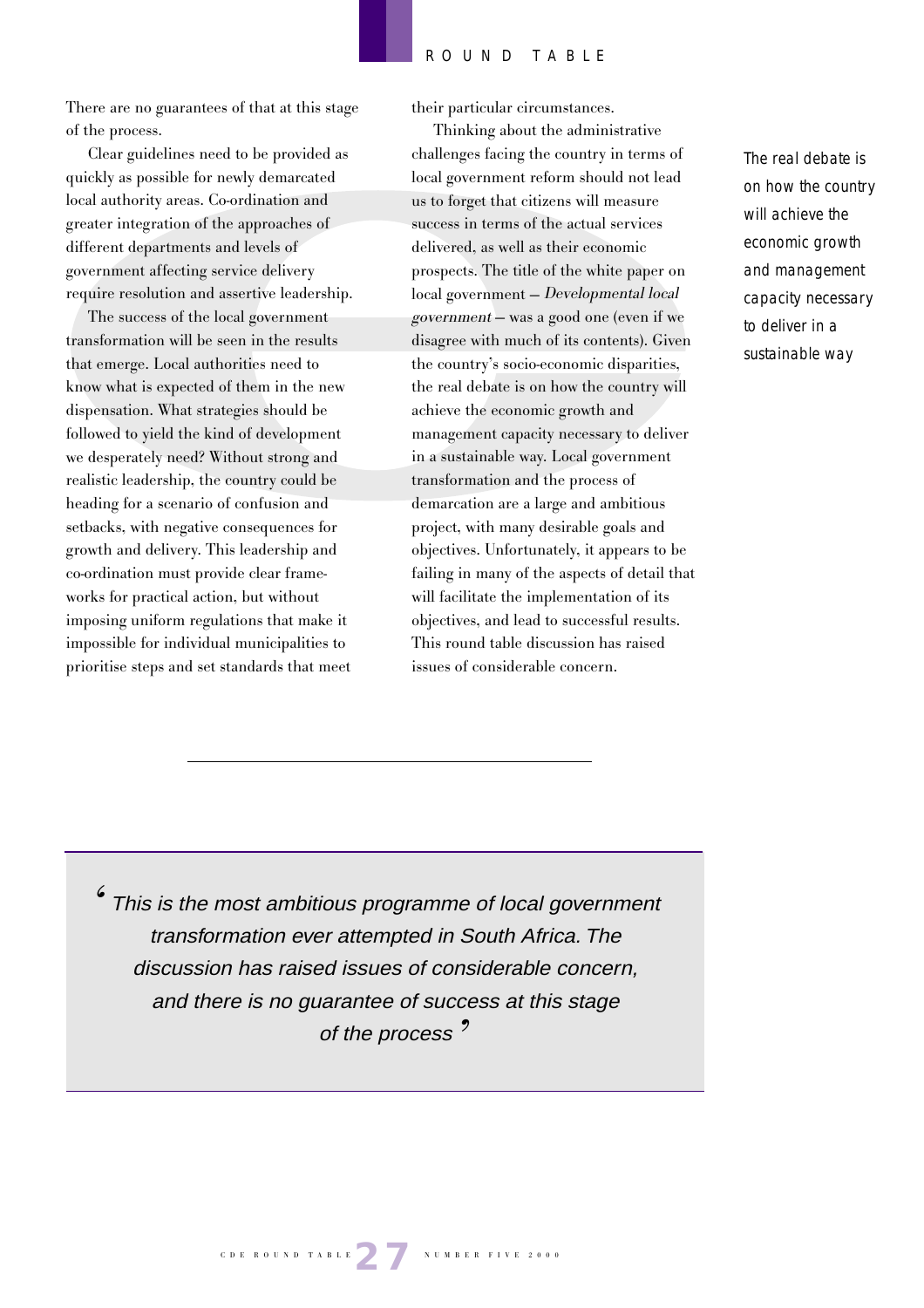There are no guarantees of that at this stage of the process.

Clear guidelines need to be provided as quickly as possible for newly demarcated local authority areas. Co-ordination and greater integration of the approaches of different departments and levels of government affecting service delivery require resolution and assertive leadership.

The success of the local government transformation will be seen in the results that emerge. Local authorities need to know what is expected of them in the new dispensation. What strategies should be followed to yield the kind of development we desperately need? Without strong and realistic leadership, the country could be heading for a scenario of confusion and setbacks, with negative consequences for growth and delivery. This leadership and co-ordination must provide clear frameworks for practical action, but without imposing uniform regulations that make it impossible for individual municipalities to prioritise steps and set standards that meet their particular circumstances.

Thinking about the administrative challenges facing the country in terms of local government reform should not lead us to forget that citizens will measure success in terms of the actual services delivered, as well as their economic prospects. The title of the white paper on local government – *Developmental local government* – was a good one (even if we disagree with much of its contents). Given the country's socio-economic disparities, the real debate is on how the country will achieve the economic growth and management capacity necessary to deliver in a sustainable way. Local government transformation and the process of demarcation are a large and ambitious project, with many desirable goals and objectives. Unfortunately, it appears to be failing in many of the aspects of detail that will facilitate the implementation of its objectives, and lead to successful results. This round table discussion has raised issues of considerable concern.

*The real debate is on how the country will achieve the economic growth and management capacity necessary to deliver in a sustainable way*

---

> *'This is the most ambitious programme of local government transformation ever attempted in South Africa. The discussion has raised issues of considerable concern, and there is no guarantee of success at this stage of the process'*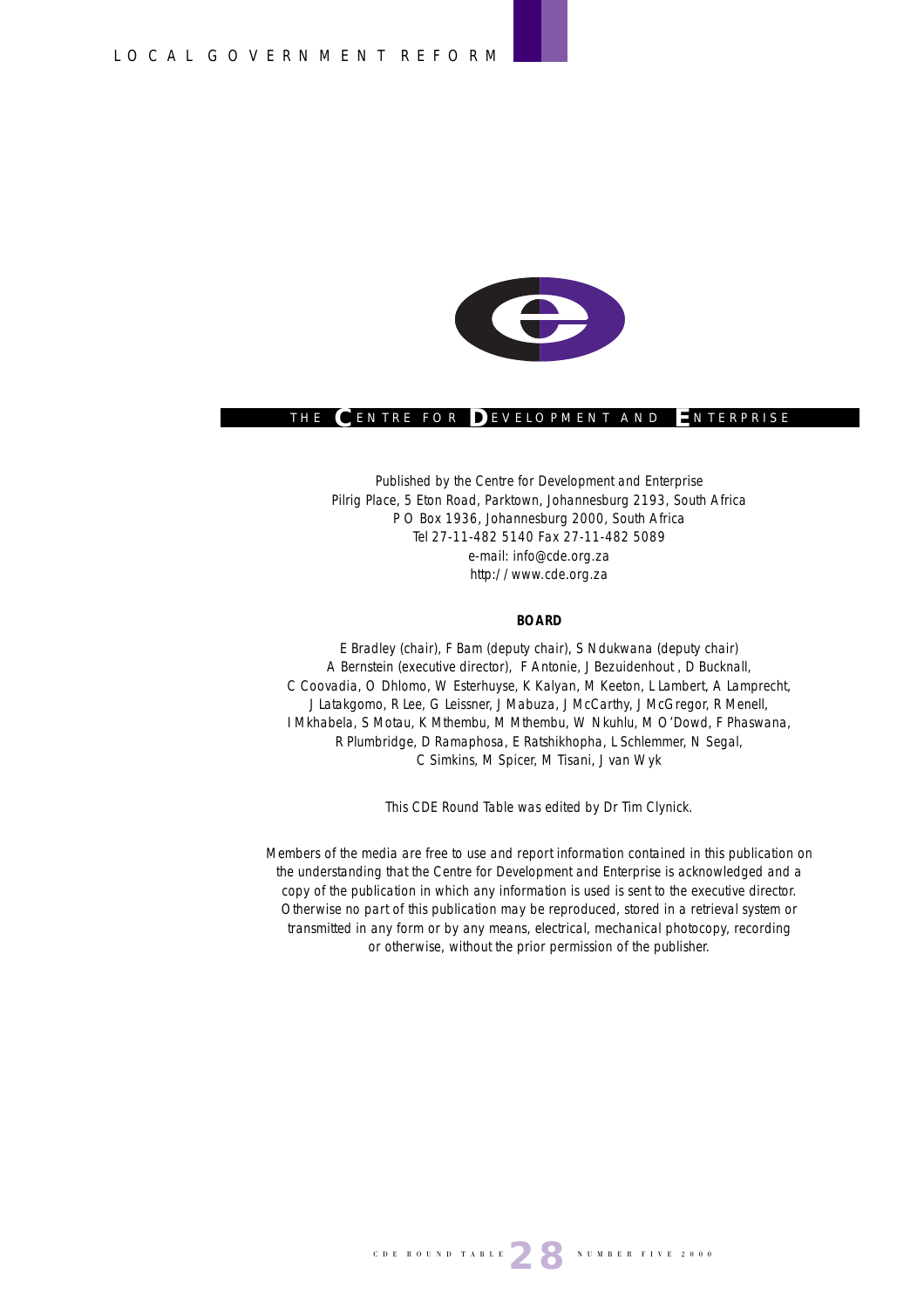THE CENTRE FOR DEVELOPMENT AND ENTERPRISE

Published by the Centre for Development and Enterprise
Pilrig Place, 5 Eton Road, Parktown, Johannesburg 2193, South Africa
P O Box 1936, Johannesburg 2000, South Africa
Tel 27-11-482 5140 Fax 27-11-482 5089
e-mail: info@cde.org.za
http://www.cde.org.za

**BOARD**

E Bradley (chair), F Bam (deputy chair), S Ndukwana (deputy chair)
A Bernstein (executive director), F Antonie, J Bezuidenhout , D Bucknall,
C Coovadia, O Dhlomo, W Esterhuyse, K Kalyan, M Keeton, L Lambert, A Lamprecht,
J Latakgomo, R Lee, G Leissner, J Mabuza, J McCarthy, J McGregor, R Menell,
I Mkhabela, S Motau, K Mthembu, M Mthembu, W Nkuhlu, M O'Dowd, F Phaswana,
R Plumbridge, D Ramaphosa, E Ratshikhopha, L Schlemmer, N Segal,
C Simkins, M Spicer, M Tisani, J van Wyk

This CDE Round Table was edited by Dr Tim Clynick.

Members of the media are free to use and report information contained in this publication on the understanding that the Centre for Development and Enterprise is acknowledged and a copy of the publication in which any information is used is sent to the executive director. Otherwise no part of this publication may be reproduced, stored in a retrieval system or transmitted in any form or by any means, electrical, mechanical photocopy, recording or otherwise, without the prior permission of the publisher.